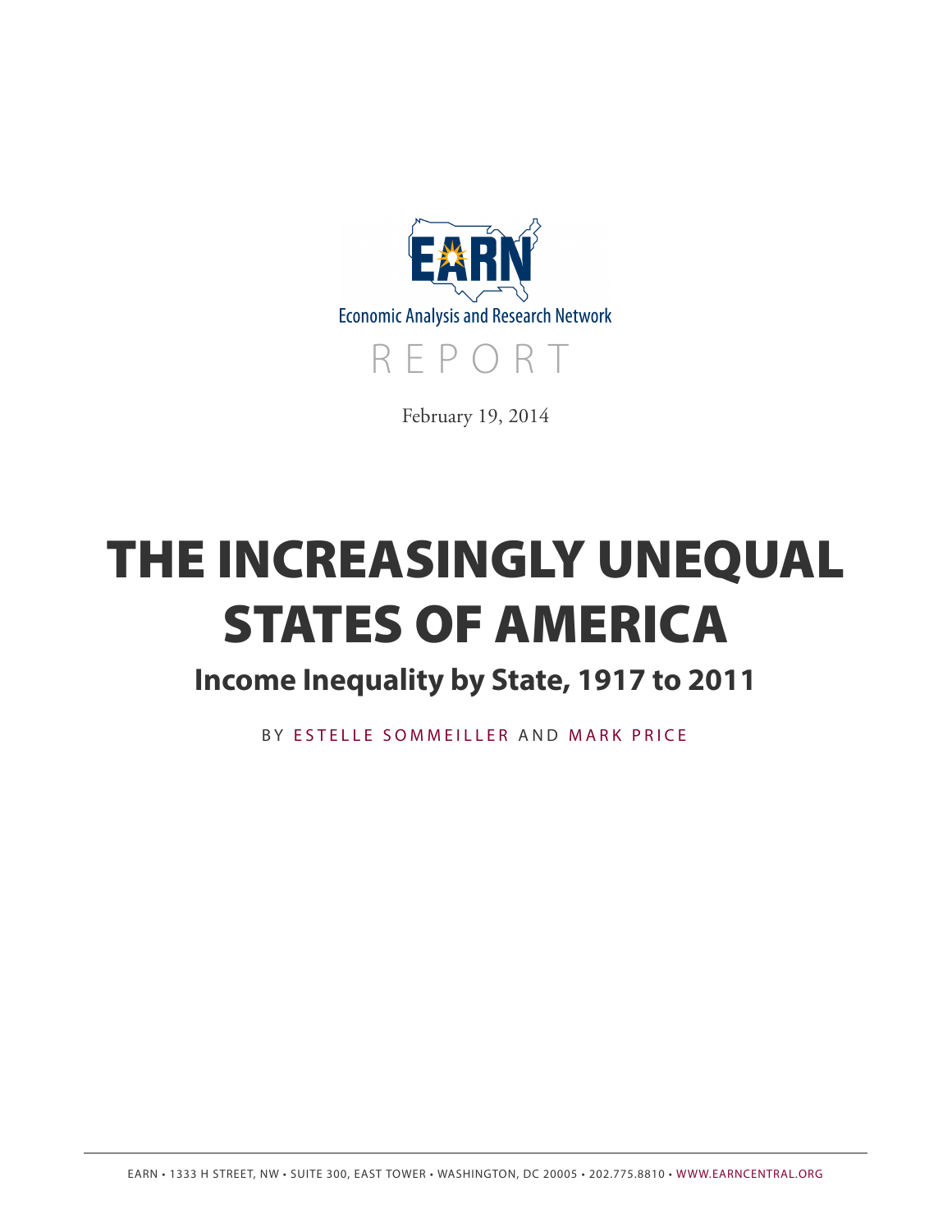EARN

Economic Analysis and Research Network

REPORT

February 19, 2014

# THE INCREASINGLY UNEQUAL STATES OF AMERICA

## Income Inequality by State, 1917 to 2011

BY ESTELLE SOMMEILLER AND MARK PRICE

EARN • 1333 H STREET, NW • SUITE 300, EAST TOWER • WASHINGTON, DC 20005 • 202.775.8810 • WWW.EARNCENTRAL.ORG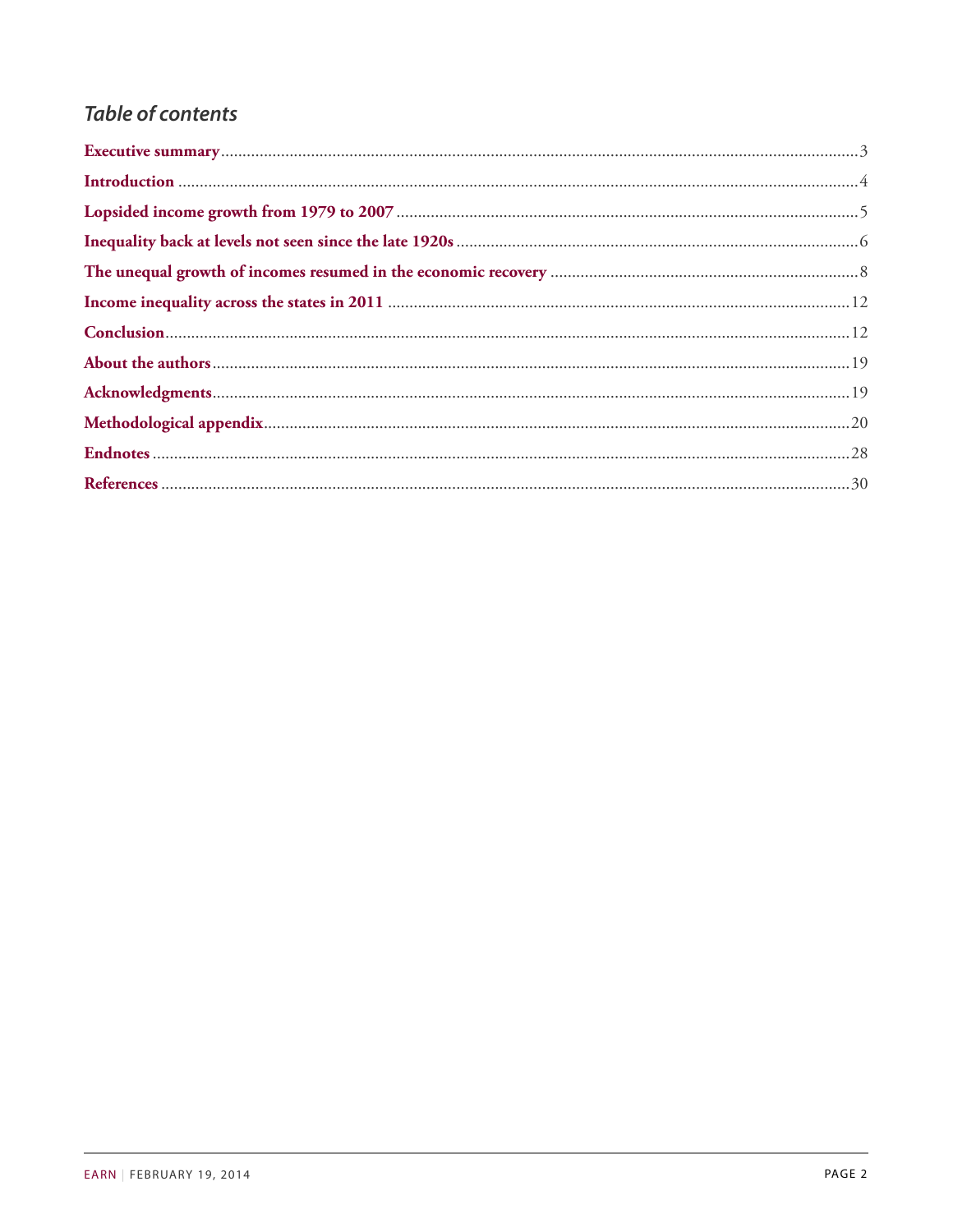## *Table of contents*

**Executive summary** ... 3

**Introduction** ... 4

**Lopsided income growth from 1979 to 2007** ... 5

**Inequality back at levels not seen since the late 1920s** ... 6

**The unequal growth of incomes resumed in the economic recovery** ... 8

**Income inequality across the states in 2011** ... 12

**Conclusion** ... 12

**About the authors** ... 19

**Acknowledgments** ... 19

**Methodological appendix** ... 20

**Endnotes** ... 28

**References** ... 30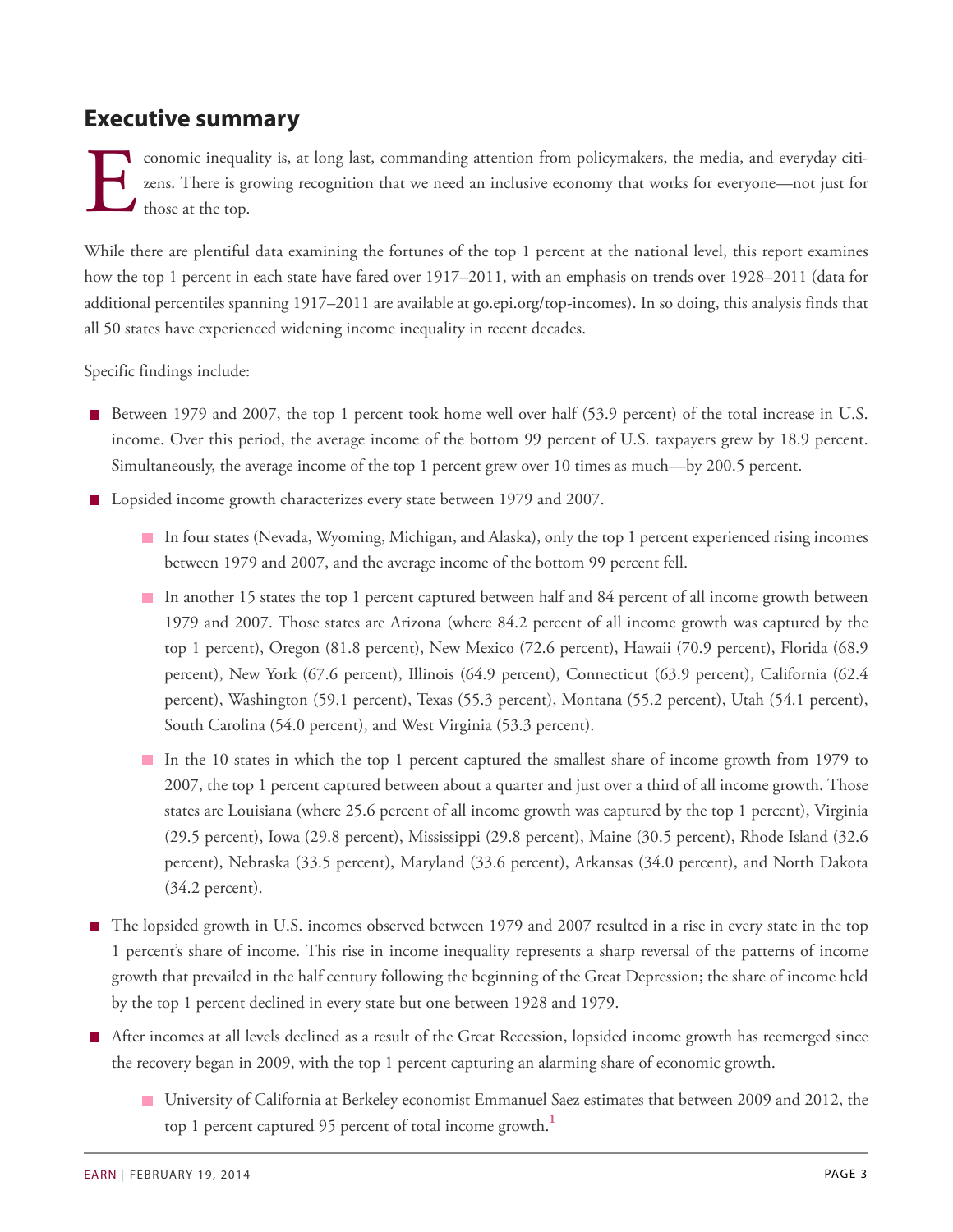## Executive summary

Economic inequality is, at long last, commanding attention from policymakers, the media, and everyday citizens. There is growing recognition that we need an inclusive economy that works for everyone—not just for those at the top.

While there are plentiful data examining the fortunes of the top 1 percent at the national level, this report examines how the top 1 percent in each state have fared over 1917–2011, with an emphasis on trends over 1928–2011 (data for additional percentiles spanning 1917–2011 are available at go.epi.org/top-incomes). In so doing, this analysis finds that all 50 states have experienced widening income inequality in recent decades.

Specific findings include:

- Between 1979 and 2007, the top 1 percent took home well over half (53.9 percent) of the total increase in U.S. income. Over this period, the average income of the bottom 99 percent of U.S. taxpayers grew by 18.9 percent. Simultaneously, the average income of the top 1 percent grew over 10 times as much—by 200.5 percent.
- Lopsided income growth characterizes every state between 1979 and 2007.
  - In four states (Nevada, Wyoming, Michigan, and Alaska), only the top 1 percent experienced rising incomes between 1979 and 2007, and the average income of the bottom 99 percent fell.
  - In another 15 states the top 1 percent captured between half and 84 percent of all income growth between 1979 and 2007. Those states are Arizona (where 84.2 percent of all income growth was captured by the top 1 percent), Oregon (81.8 percent), New Mexico (72.6 percent), Hawaii (70.9 percent), Florida (68.9 percent), New York (67.6 percent), Illinois (64.9 percent), Connecticut (63.9 percent), California (62.4 percent), Washington (59.1 percent), Texas (55.3 percent), Montana (55.2 percent), Utah (54.1 percent), South Carolina (54.0 percent), and West Virginia (53.3 percent).
  - In the 10 states in which the top 1 percent captured the smallest share of income growth from 1979 to 2007, the top 1 percent captured between about a quarter and just over a third of all income growth. Those states are Louisiana (where 25.6 percent of all income growth was captured by the top 1 percent), Virginia (29.5 percent), Iowa (29.8 percent), Mississippi (29.8 percent), Maine (30.5 percent), Rhode Island (32.6 percent), Nebraska (33.5 percent), Maryland (33.6 percent), Arkansas (34.0 percent), and North Dakota (34.2 percent).
- The lopsided growth in U.S. incomes observed between 1979 and 2007 resulted in a rise in every state in the top 1 percent's share of income. This rise in income inequality represents a sharp reversal of the patterns of income growth that prevailed in the half century following the beginning of the Great Depression; the share of income held by the top 1 percent declined in every state but one between 1928 and 1979.
- After incomes at all levels declined as a result of the Great Recession, lopsided income growth has reemerged since the recovery began in 2009, with the top 1 percent capturing an alarming share of economic growth.
  - University of California at Berkeley economist Emmanuel Saez estimates that between 2009 and 2012, the top 1 percent captured 95 percent of total income growth.[1]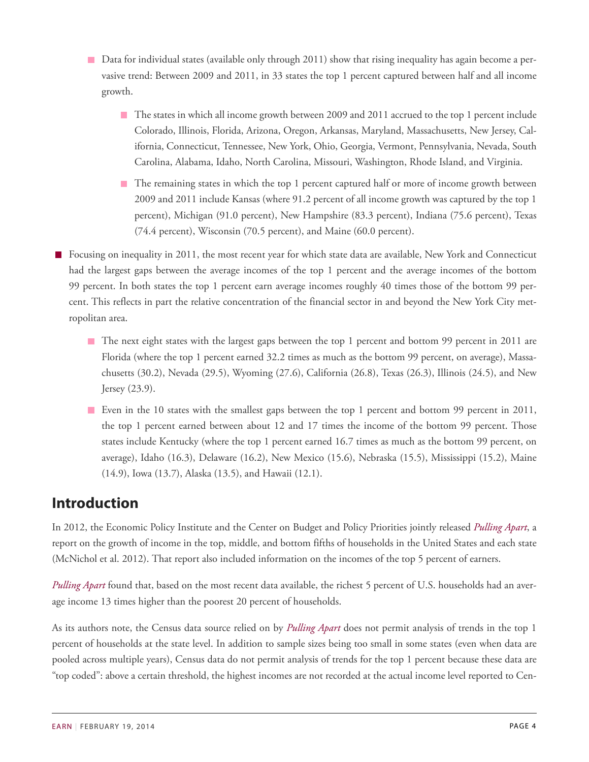- Data for individual states (available only through 2011) show that rising inequality has again become a pervasive trend: Between 2009 and 2011, in 33 states the top 1 percent captured between half and all income growth.
    - The states in which all income growth between 2009 and 2011 accrued to the top 1 percent include Colorado, Illinois, Florida, Arizona, Oregon, Arkansas, Maryland, Massachusetts, New Jersey, California, Connecticut, Tennessee, New York, Ohio, Georgia, Vermont, Pennsylvania, Nevada, South Carolina, Alabama, Idaho, North Carolina, Missouri, Washington, Rhode Island, and Virginia.
    - The remaining states in which the top 1 percent captured half or more of income growth between 2009 and 2011 include Kansas (where 91.2 percent of all income growth was captured by the top 1 percent), Michigan (91.0 percent), New Hampshire (83.3 percent), Indiana (75.6 percent), Texas (74.4 percent), Wisconsin (70.5 percent), and Maine (60.0 percent).

- Focusing on inequality in 2011, the most recent year for which state data are available, New York and Connecticut had the largest gaps between the average incomes of the top 1 percent and the average incomes of the bottom 99 percent. In both states the top 1 percent earn average incomes roughly 40 times those of the bottom 99 percent. This reflects in part the relative concentration of the financial sector in and beyond the New York City metropolitan area.
    - The next eight states with the largest gaps between the top 1 percent and bottom 99 percent in 2011 are Florida (where the top 1 percent earned 32.2 times as much as the bottom 99 percent, on average), Massachusetts (30.2), Nevada (29.5), Wyoming (27.6), California (26.8), Texas (26.3), Illinois (24.5), and New Jersey (23.9).
    - Even in the 10 states with the smallest gaps between the top 1 percent and bottom 99 percent in 2011, the top 1 percent earned between about 12 and 17 times the income of the bottom 99 percent. Those states include Kentucky (where the top 1 percent earned 16.7 times as much as the bottom 99 percent, on average), Idaho (16.3), Delaware (16.2), New Mexico (15.6), Nebraska (15.5), Mississippi (15.2), Maine (14.9), Iowa (13.7), Alaska (13.5), and Hawaii (12.1).

## Introduction

In 2012, the Economic Policy Institute and the Center on Budget and Policy Priorities jointly released *Pulling Apart*, a report on the growth of income in the top, middle, and bottom fifths of households in the United States and each state (McNichol et al. 2012). That report also included information on the incomes of the top 5 percent of earners.

*Pulling Apart* found that, based on the most recent data available, the richest 5 percent of U.S. households had an average income 13 times higher than the poorest 20 percent of households.

As its authors note, the Census data source relied on by *Pulling Apart* does not permit analysis of trends in the top 1 percent of households at the state level. In addition to sample sizes being too small in some states (even when data are pooled across multiple years), Census data do not permit analysis of trends for the top 1 percent because these data are "top coded": above a certain threshold, the highest incomes are not recorded at the actual income level reported to Cen-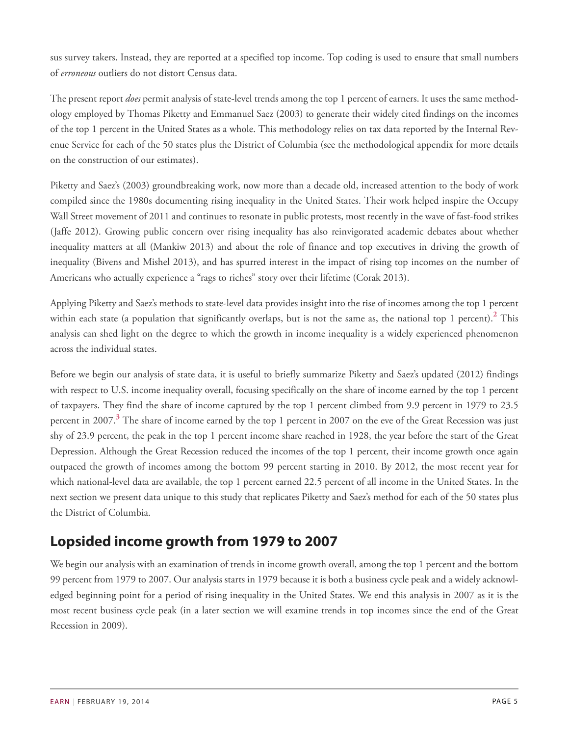sus survey takers. Instead, they are reported at a specified top income. Top coding is used to ensure that small numbers of *erroneous* outliers do not distort Census data.

The present report *does* permit analysis of state-level trends among the top 1 percent of earners. It uses the same methodology employed by Thomas Piketty and Emmanuel Saez (2003) to generate their widely cited findings on the incomes of the top 1 percent in the United States as a whole. This methodology relies on tax data reported by the Internal Revenue Service for each of the 50 states plus the District of Columbia (see the methodological appendix for more details on the construction of our estimates).

Piketty and Saez's (2003) groundbreaking work, now more than a decade old, increased attention to the body of work compiled since the 1980s documenting rising inequality in the United States. Their work helped inspire the Occupy Wall Street movement of 2011 and continues to resonate in public protests, most recently in the wave of fast-food strikes (Jaffe 2012). Growing public concern over rising inequality has also reinvigorated academic debates about whether inequality matters at all (Mankiw 2013) and about the role of finance and top executives in driving the growth of inequality (Bivens and Mishel 2013), and has spurred interest in the impact of rising top incomes on the number of Americans who actually experience a "rags to riches" story over their lifetime (Corak 2013).

Applying Piketty and Saez's methods to state-level data provides insight into the rise of incomes among the top 1 percent within each state (a population that significantly overlaps, but is not the same as, the national top 1 percent).[2] This analysis can shed light on the degree to which the growth in income inequality is a widely experienced phenomenon across the individual states.

Before we begin our analysis of state data, it is useful to briefly summarize Piketty and Saez's updated (2012) findings with respect to U.S. income inequality overall, focusing specifically on the share of income earned by the top 1 percent of taxpayers. They find the share of income captured by the top 1 percent climbed from 9.9 percent in 1979 to 23.5 percent in 2007.[3] The share of income earned by the top 1 percent in 2007 on the eve of the Great Recession was just shy of 23.9 percent, the peak in the top 1 percent income share reached in 1928, the year before the start of the Great Depression. Although the Great Recession reduced the incomes of the top 1 percent, their income growth once again outpaced the growth of incomes among the bottom 99 percent starting in 2010. By 2012, the most recent year for which national-level data are available, the top 1 percent earned 22.5 percent of all income in the United States. In the next section we present data unique to this study that replicates Piketty and Saez's method for each of the 50 states plus the District of Columbia.

## Lopsided income growth from 1979 to 2007

We begin our analysis with an examination of trends in income growth overall, among the top 1 percent and the bottom 99 percent from 1979 to 2007. Our analysis starts in 1979 because it is both a business cycle peak and a widely acknowledged beginning point for a period of rising inequality in the United States. We end this analysis in 2007 as it is the most recent business cycle peak (in a later section we will examine trends in top incomes since the end of the Great Recession in 2009).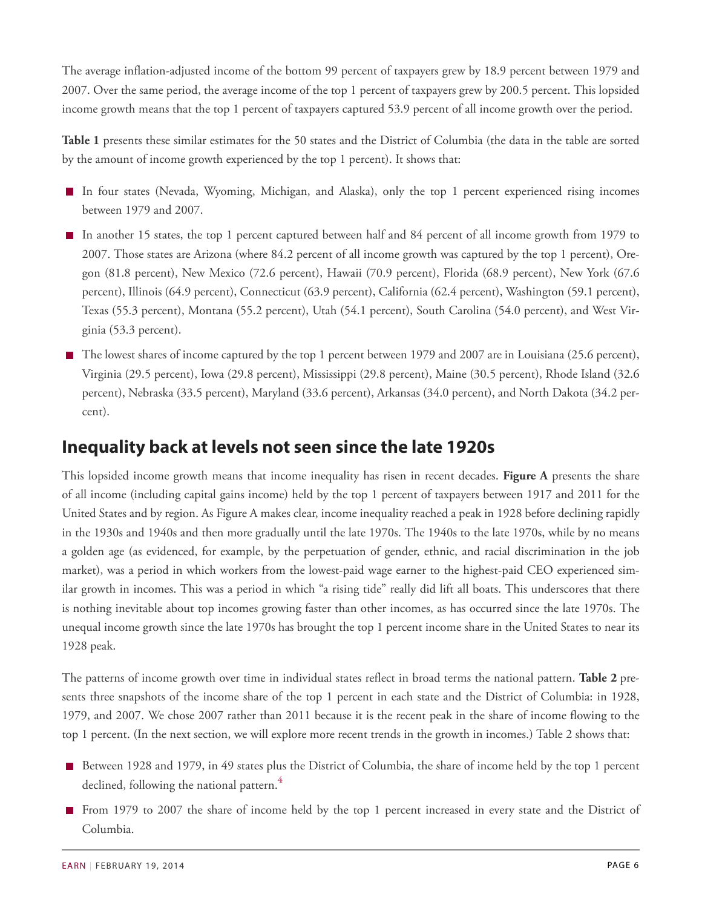The average inflation-adjusted income of the bottom 99 percent of taxpayers grew by 18.9 percent between 1979 and 2007. Over the same period, the average income of the top 1 percent of taxpayers grew by 200.5 percent. This lopsided income growth means that the top 1 percent of taxpayers captured 53.9 percent of all income growth over the period.

**Table 1** presents these similar estimates for the 50 states and the District of Columbia (the data in the table are sorted by the amount of income growth experienced by the top 1 percent). It shows that:

- In four states (Nevada, Wyoming, Michigan, and Alaska), only the top 1 percent experienced rising incomes between 1979 and 2007.
- In another 15 states, the top 1 percent captured between half and 84 percent of all income growth from 1979 to 2007. Those states are Arizona (where 84.2 percent of all income growth was captured by the top 1 percent), Oregon (81.8 percent), New Mexico (72.6 percent), Hawaii (70.9 percent), Florida (68.9 percent), New York (67.6 percent), Illinois (64.9 percent), Connecticut (63.9 percent), California (62.4 percent), Washington (59.1 percent), Texas (55.3 percent), Montana (55.2 percent), Utah (54.1 percent), South Carolina (54.0 percent), and West Virginia (53.3 percent).
- The lowest shares of income captured by the top 1 percent between 1979 and 2007 are in Louisiana (25.6 percent), Virginia (29.5 percent), Iowa (29.8 percent), Mississippi (29.8 percent), Maine (30.5 percent), Rhode Island (32.6 percent), Nebraska (33.5 percent), Maryland (33.6 percent), Arkansas (34.0 percent), and North Dakota (34.2 percent).

## Inequality back at levels not seen since the late 1920s

This lopsided income growth means that income inequality has risen in recent decades. **Figure A** presents the share of all income (including capital gains income) held by the top 1 percent of taxpayers between 1917 and 2011 for the United States and by region. As Figure A makes clear, income inequality reached a peak in 1928 before declining rapidly in the 1930s and 1940s and then more gradually until the late 1970s. The 1940s to the late 1970s, while by no means a golden age (as evidenced, for example, by the perpetuation of gender, ethnic, and racial discrimination in the job market), was a period in which workers from the lowest-paid wage earner to the highest-paid CEO experienced similar growth in incomes. This was a period in which "a rising tide" really did lift all boats. This underscores that there is nothing inevitable about top incomes growing faster than other incomes, as has occurred since the late 1970s. The unequal income growth since the late 1970s has brought the top 1 percent income share in the United States to near its 1928 peak.

The patterns of income growth over time in individual states reflect in broad terms the national pattern. **Table 2** presents three snapshots of the income share of the top 1 percent in each state and the District of Columbia: in 1928, 1979, and 2007. We chose 2007 rather than 2011 because it is the recent peak in the share of income flowing to the top 1 percent. (In the next section, we will explore more recent trends in the growth in incomes.) Table 2 shows that:

- Between 1928 and 1979, in 49 states plus the District of Columbia, the share of income held by the top 1 percent declined, following the national pattern.[4]
- From 1979 to 2007 the share of income held by the top 1 percent increased in every state and the District of Columbia.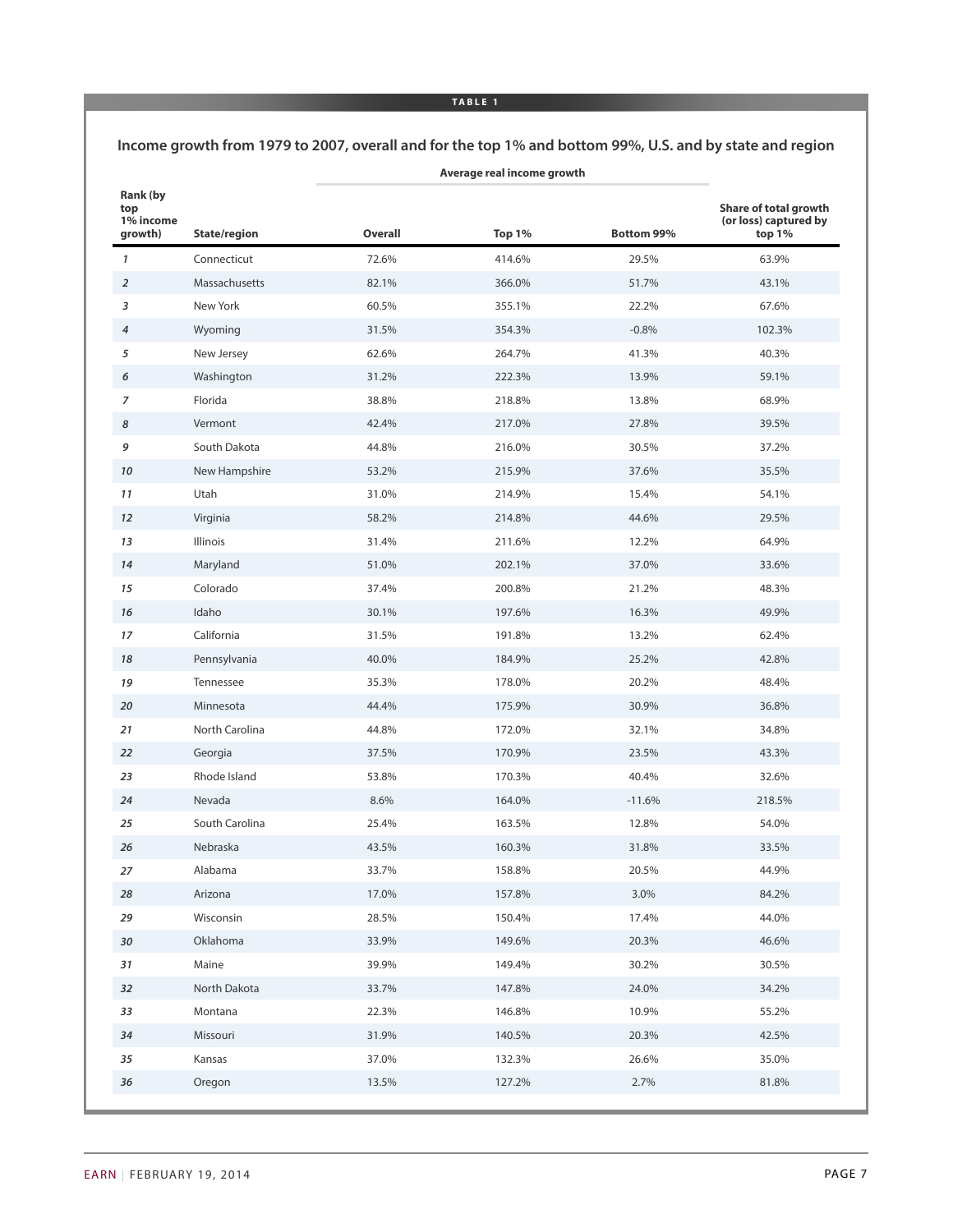**TABLE 1**

## Income growth from 1979 to 2007, overall and for the top 1% and bottom 99%, U.S. and by state and region

| Rank (by top 1% income growth) | State/region | Average real income growth | | | Share of total growth (or loss) captured by top 1% |
|---|---|---|---|---|---|
| | | Overall | Top 1% | Bottom 99% | |
| *1* | Connecticut | 72.6% | 414.6% | 29.5% | 63.9% |
| *2* | Massachusetts | 82.1% | 366.0% | 51.7% | 43.1% |
| *3* | New York | 60.5% | 355.1% | 22.2% | 67.6% |
| *4* | Wyoming | 31.5% | 354.3% | -0.8% | 102.3% |
| *5* | New Jersey | 62.6% | 264.7% | 41.3% | 40.3% |
| *6* | Washington | 31.2% | 222.3% | 13.9% | 59.1% |
| *7* | Florida | 38.8% | 218.8% | 13.8% | 68.9% |
| *8* | Vermont | 42.4% | 217.0% | 27.8% | 39.5% |
| *9* | South Dakota | 44.8% | 216.0% | 30.5% | 37.2% |
| *10* | New Hampshire | 53.2% | 215.9% | 37.6% | 35.5% |
| *11* | Utah | 31.0% | 214.9% | 15.4% | 54.1% |
| *12* | Virginia | 58.2% | 214.8% | 44.6% | 29.5% |
| *13* | Illinois | 31.4% | 211.6% | 12.2% | 64.9% |
| *14* | Maryland | 51.0% | 202.1% | 37.0% | 33.6% |
| *15* | Colorado | 37.4% | 200.8% | 21.2% | 48.3% |
| *16* | Idaho | 30.1% | 197.6% | 16.3% | 49.9% |
| *17* | California | 31.5% | 191.8% | 13.2% | 62.4% |
| *18* | Pennsylvania | 40.0% | 184.9% | 25.2% | 42.8% |
| *19* | Tennessee | 35.3% | 178.0% | 20.2% | 48.4% |
| *20* | Minnesota | 44.4% | 175.9% | 30.9% | 36.8% |
| *21* | North Carolina | 44.8% | 172.0% | 32.1% | 34.8% |
| *22* | Georgia | 37.5% | 170.9% | 23.5% | 43.3% |
| *23* | Rhode Island | 53.8% | 170.3% | 40.4% | 32.6% |
| *24* | Nevada | 8.6% | 164.0% | -11.6% | 218.5% |
| *25* | South Carolina | 25.4% | 163.5% | 12.8% | 54.0% |
| *26* | Nebraska | 43.5% | 160.3% | 31.8% | 33.5% |
| *27* | Alabama | 33.7% | 158.8% | 20.5% | 44.9% |
| *28* | Arizona | 17.0% | 157.8% | 3.0% | 84.2% |
| *29* | Wisconsin | 28.5% | 150.4% | 17.4% | 44.0% |
| *30* | Oklahoma | 33.9% | 149.6% | 20.3% | 46.6% |
| *31* | Maine | 39.9% | 149.4% | 30.2% | 30.5% |
| *32* | North Dakota | 33.7% | 147.8% | 24.0% | 34.2% |
| *33* | Montana | 22.3% | 146.8% | 10.9% | 55.2% |
| *34* | Missouri | 31.9% | 140.5% | 20.3% | 42.5% |
| *35* | Kansas | 37.0% | 132.3% | 26.6% | 35.0% |
| *36* | Oregon | 13.5% | 127.2% | 2.7% | 81.8% |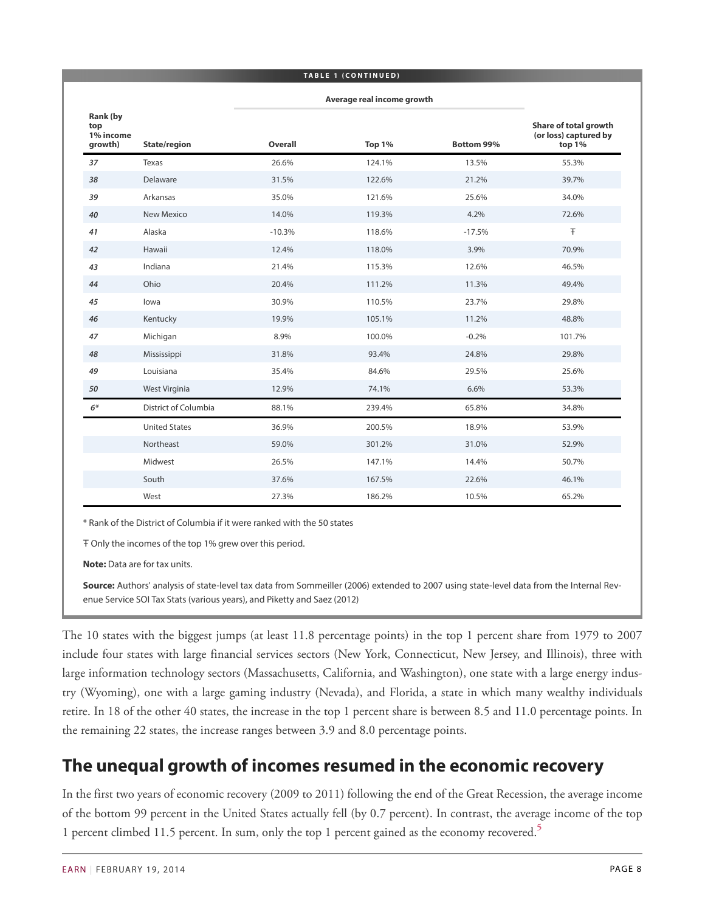**TABLE 1 (CONTINUED)**

| Rank (by top 1% income growth) | State/region | Average real income growth | | | Share of total growth (or loss) captured by top 1% |
|---|---|---|---|---|---|
| | | Overall | Top 1% | Bottom 99% | |
| *37* | Texas | 26.6% | 124.1% | 13.5% | 55.3% |
| *38* | Delaware | 31.5% | 122.6% | 21.2% | 39.7% |
| *39* | Arkansas | 35.0% | 121.6% | 25.6% | 34.0% |
| *40* | New Mexico | 14.0% | 119.3% | 4.2% | 72.6% |
| *41* | Alaska | -10.3% | 118.6% | -17.5% | Ŧ |
| *42* | Hawaii | 12.4% | 118.0% | 3.9% | 70.9% |
| *43* | Indiana | 21.4% | 115.3% | 12.6% | 46.5% |
| *44* | Ohio | 20.4% | 111.2% | 11.3% | 49.4% |
| *45* | Iowa | 30.9% | 110.5% | 23.7% | 29.8% |
| *46* | Kentucky | 19.9% | 105.1% | 11.2% | 48.8% |
| *47* | Michigan | 8.9% | 100.0% | -0.2% | 101.7% |
| *48* | Mississippi | 31.8% | 93.4% | 24.8% | 29.8% |
| *49* | Louisiana | 35.4% | 84.6% | 29.5% | 25.6% |
| *50* | West Virginia | 12.9% | 74.1% | 6.6% | 53.3% |
| *6** | District of Columbia | 88.1% | 239.4% | 65.8% | 34.8% |
| | United States | 36.9% | 200.5% | 18.9% | 53.9% |
| | Northeast | 59.0% | 301.2% | 31.0% | 52.9% |
| | Midwest | 26.5% | 147.1% | 14.4% | 50.7% |
| | South | 37.6% | 167.5% | 22.6% | 46.1% |
| | West | 27.3% | 186.2% | 10.5% | 65.2% |

* Rank of the District of Columbia if it were ranked with the 50 states

Ŧ Only the incomes of the top 1% grew over this period.

**Note:** Data are for tax units.

**Source:** Authors' analysis of state-level tax data from Sommeiller (2006) extended to 2007 using state-level data from the Internal Revenue Service SOI Tax Stats (various years), and Piketty and Saez (2012)

The 10 states with the biggest jumps (at least 11.8 percentage points) in the top 1 percent share from 1979 to 2007 include four states with large financial services sectors (New York, Connecticut, New Jersey, and Illinois), three with large information technology sectors (Massachusetts, California, and Washington), one state with a large energy industry (Wyoming), one with a large gaming industry (Nevada), and Florida, a state in which many wealthy individuals retire. In 18 of the other 40 states, the increase in the top 1 percent share is between 8.5 and 11.0 percentage points. In the remaining 22 states, the increase ranges between 3.9 and 8.0 percentage points.

## The unequal growth of incomes resumed in the economic recovery

In the first two years of economic recovery (2009 to 2011) following the end of the Great Recession, the average income of the bottom 99 percent in the United States actually fell (by 0.7 percent). In contrast, the average income of the top 1 percent climbed 11.5 percent. In sum, only the top 1 percent gained as the economy recovered.[5]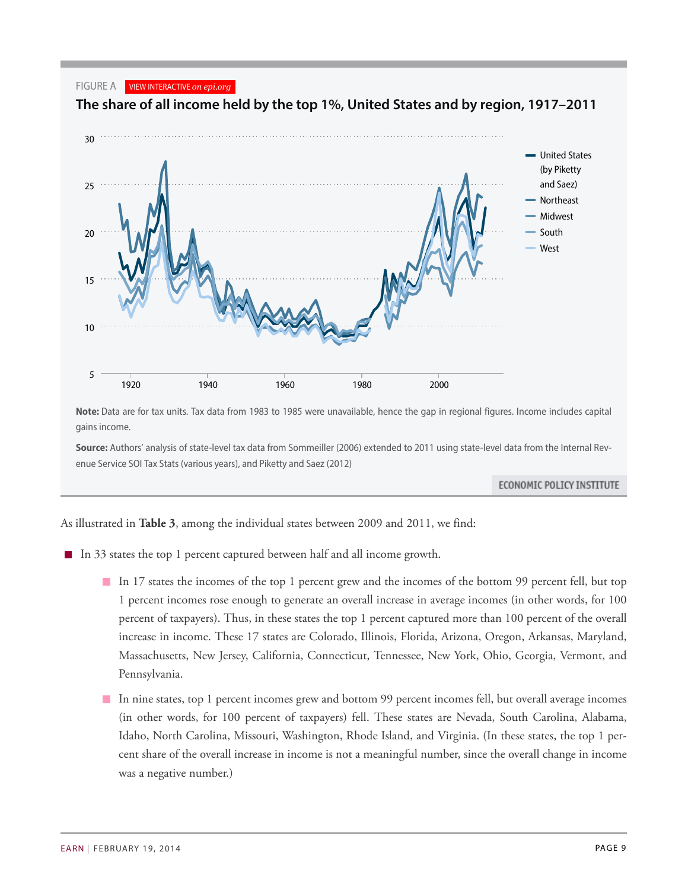FIGURE A

**The share of all income held by the top 1%, United States and by region, 1917–2011**

**Note:** Data are for tax units. Tax data from 1983 to 1985 were unavailable, hence the gap in regional figures. Income includes capital gains income.

**Source:** Authors' analysis of state-level tax data from Sommeiller (2006) extended to 2011 using state-level data from the Internal Revenue Service SOI Tax Stats (various years), and Piketty and Saez (2012)

As illustrated in **Table 3**, among the individual states between 2009 and 2011, we find:

- In 33 states the top 1 percent captured between half and all income growth.
  - In 17 states the incomes of the top 1 percent grew and the incomes of the bottom 99 percent fell, but top 1 percent incomes rose enough to generate an overall increase in average incomes (in other words, for 100 percent of taxpayers). Thus, in these states the top 1 percent captured more than 100 percent of the overall increase in income. These 17 states are Colorado, Illinois, Florida, Arizona, Oregon, Arkansas, Maryland, Massachusetts, New Jersey, California, Connecticut, Tennessee, New York, Ohio, Georgia, Vermont, and Pennsylvania.
  - In nine states, top 1 percent incomes grew and bottom 99 percent incomes fell, but overall average incomes (in other words, for 100 percent of taxpayers) fell. These states are Nevada, South Carolina, Alabama, Idaho, North Carolina, Missouri, Washington, Rhode Island, and Virginia. (In these states, the top 1 percent share of the overall increase in income is not a meaningful number, since the overall change in income was a negative number.)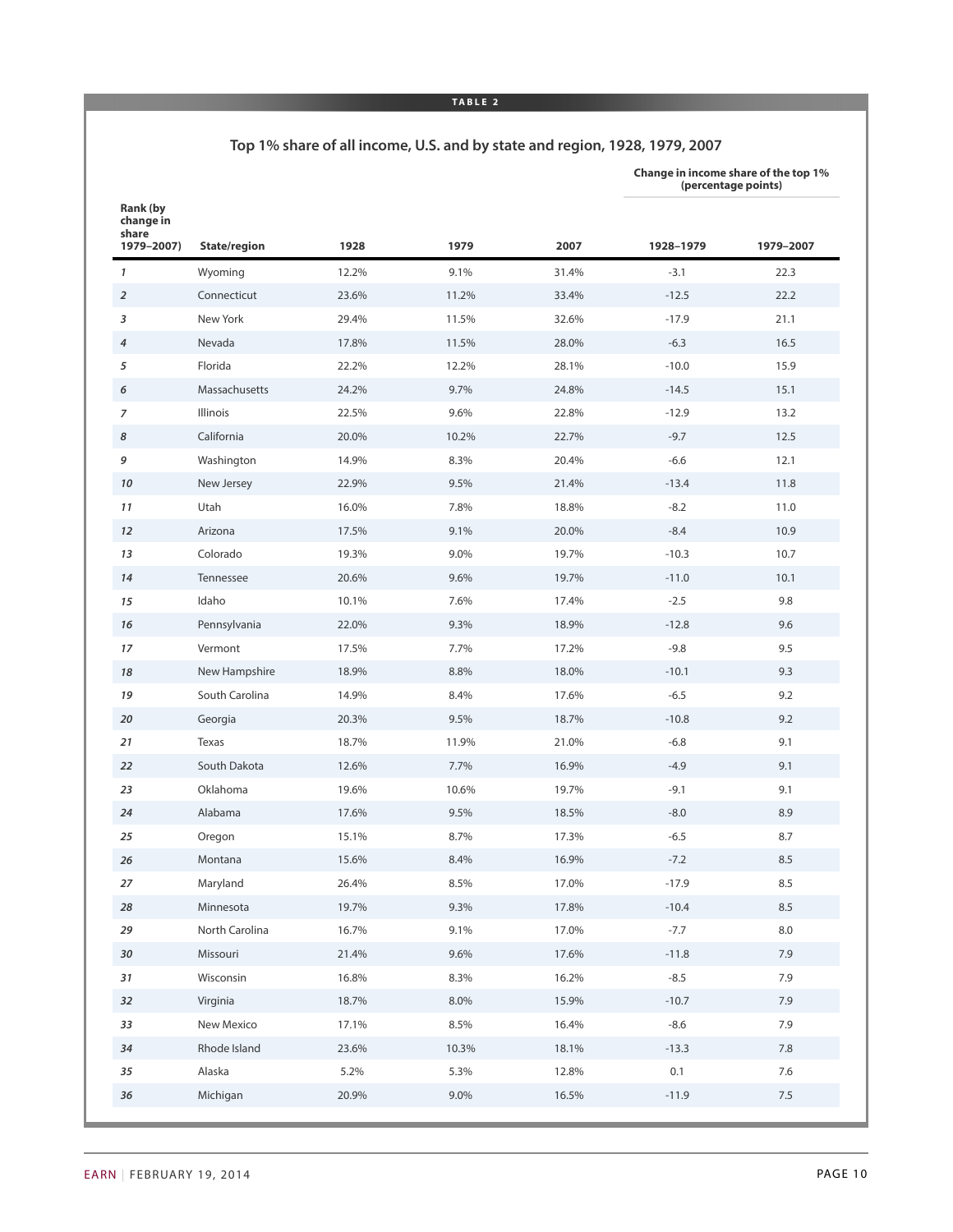**TABLE 2**

## Top 1% share of all income, U.S. and by state and region, 1928, 1979, 2007

| Rank (by change in share 1979–2007) | State/region | 1928 | 1979 | 2007 | Change in income share of the top 1% (percentage points) 1928–1979 | 1979–2007 |
|---|---|---|---|---|---|---|
| *1* | Wyoming | 12.2% | 9.1% | 31.4% | -3.1 | 22.3 |
| *2* | Connecticut | 23.6% | 11.2% | 33.4% | -12.5 | 22.2 |
| *3* | New York | 29.4% | 11.5% | 32.6% | -17.9 | 21.1 |
| *4* | Nevada | 17.8% | 11.5% | 28.0% | -6.3 | 16.5 |
| *5* | Florida | 22.2% | 12.2% | 28.1% | -10.0 | 15.9 |
| *6* | Massachusetts | 24.2% | 9.7% | 24.8% | -14.5 | 15.1 |
| *7* | Illinois | 22.5% | 9.6% | 22.8% | -12.9 | 13.2 |
| *8* | California | 20.0% | 10.2% | 22.7% | -9.7 | 12.5 |
| *9* | Washington | 14.9% | 8.3% | 20.4% | -6.6 | 12.1 |
| *10* | New Jersey | 22.9% | 9.5% | 21.4% | -13.4 | 11.8 |
| *11* | Utah | 16.0% | 7.8% | 18.8% | -8.2 | 11.0 |
| *12* | Arizona | 17.5% | 9.1% | 20.0% | -8.4 | 10.9 |
| *13* | Colorado | 19.3% | 9.0% | 19.7% | -10.3 | 10.7 |
| *14* | Tennessee | 20.6% | 9.6% | 19.7% | -11.0 | 10.1 |
| *15* | Idaho | 10.1% | 7.6% | 17.4% | -2.5 | 9.8 |
| *16* | Pennsylvania | 22.0% | 9.3% | 18.9% | -12.8 | 9.6 |
| *17* | Vermont | 17.5% | 7.7% | 17.2% | -9.8 | 9.5 |
| *18* | New Hampshire | 18.9% | 8.8% | 18.0% | -10.1 | 9.3 |
| *19* | South Carolina | 14.9% | 8.4% | 17.6% | -6.5 | 9.2 |
| *20* | Georgia | 20.3% | 9.5% | 18.7% | -10.8 | 9.2 |
| *21* | Texas | 18.7% | 11.9% | 21.0% | -6.8 | 9.1 |
| *22* | South Dakota | 12.6% | 7.7% | 16.9% | -4.9 | 9.1 |
| *23* | Oklahoma | 19.6% | 10.6% | 19.7% | -9.1 | 9.1 |
| *24* | Alabama | 17.6% | 9.5% | 18.5% | -8.0 | 8.9 |
| *25* | Oregon | 15.1% | 8.7% | 17.3% | -6.5 | 8.7 |
| *26* | Montana | 15.6% | 8.4% | 16.9% | -7.2 | 8.5 |
| *27* | Maryland | 26.4% | 8.5% | 17.0% | -17.9 | 8.5 |
| *28* | Minnesota | 19.7% | 9.3% | 17.8% | -10.4 | 8.5 |
| *29* | North Carolina | 16.7% | 9.1% | 17.0% | -7.7 | 8.0 |
| *30* | Missouri | 21.4% | 9.6% | 17.6% | -11.8 | 7.9 |
| *31* | Wisconsin | 16.8% | 8.3% | 16.2% | -8.5 | 7.9 |
| *32* | Virginia | 18.7% | 8.0% | 15.9% | -10.7 | 7.9 |
| *33* | New Mexico | 17.1% | 8.5% | 16.4% | -8.6 | 7.9 |
| *34* | Rhode Island | 23.6% | 10.3% | 18.1% | -13.3 | 7.8 |
| *35* | Alaska | 5.2% | 5.3% | 12.8% | 0.1 | 7.6 |
| *36* | Michigan | 20.9% | 9.0% | 16.5% | -11.9 | 7.5 |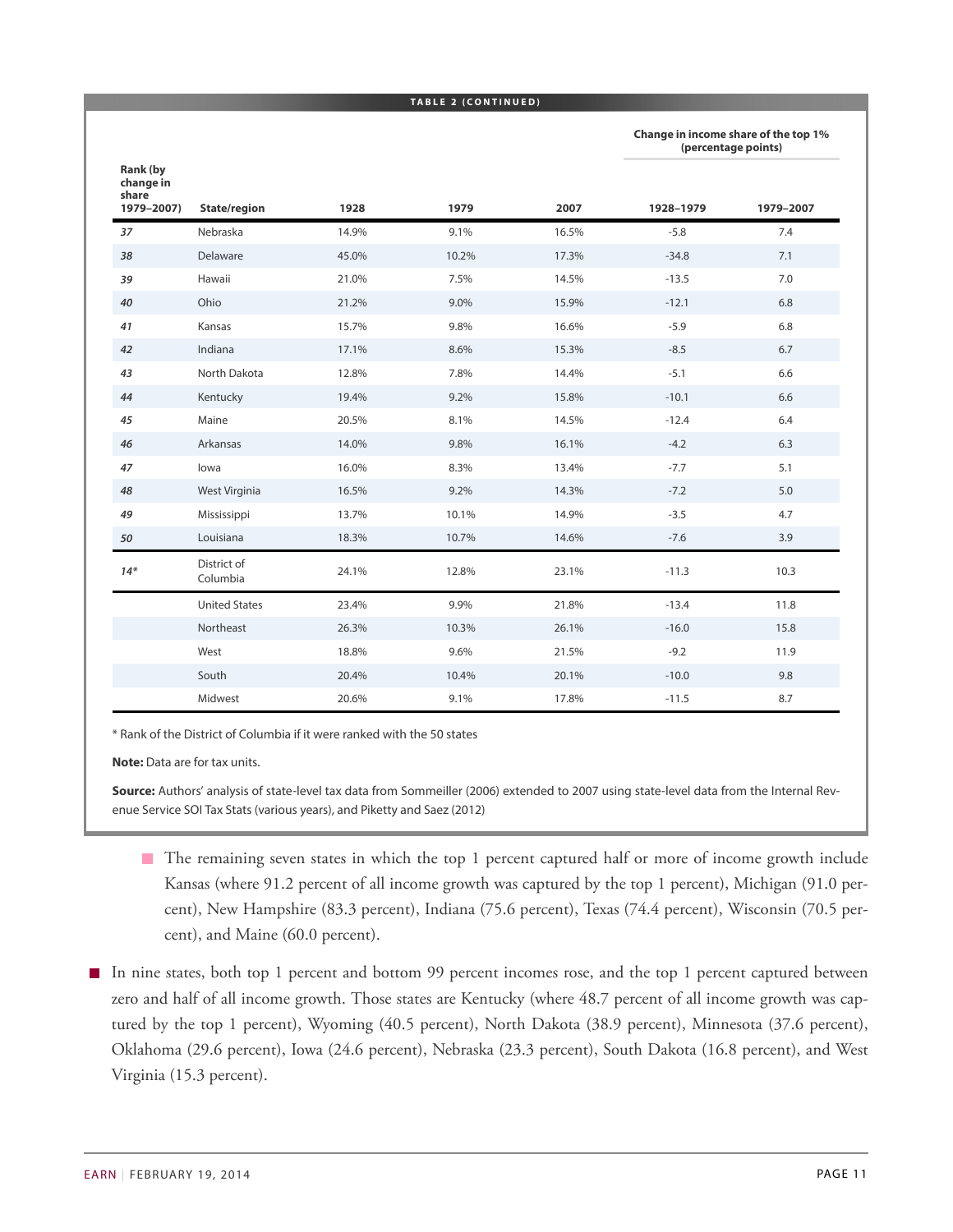**TABLE 2 (CONTINUED)**

| Rank (by change in share 1979–2007) | State/region | 1928 | 1979 | 2007 | Change in income share of the top 1% (percentage points) 1928–1979 | 1979–2007 |
|---|---|---|---|---|---|---|
| *37* | Nebraska | 14.9% | 9.1% | 16.5% | -5.8 | 7.4 |
| *38* | Delaware | 45.0% | 10.2% | 17.3% | -34.8 | 7.1 |
| *39* | Hawaii | 21.0% | 7.5% | 14.5% | -13.5 | 7.0 |
| *40* | Ohio | 21.2% | 9.0% | 15.9% | -12.1 | 6.8 |
| *41* | Kansas | 15.7% | 9.8% | 16.6% | -5.9 | 6.8 |
| *42* | Indiana | 17.1% | 8.6% | 15.3% | -8.5 | 6.7 |
| *43* | North Dakota | 12.8% | 7.8% | 14.4% | -5.1 | 6.6 |
| *44* | Kentucky | 19.4% | 9.2% | 15.8% | -10.1 | 6.6 |
| *45* | Maine | 20.5% | 8.1% | 14.5% | -12.4 | 6.4 |
| *46* | Arkansas | 14.0% | 9.8% | 16.1% | -4.2 | 6.3 |
| *47* | Iowa | 16.0% | 8.3% | 13.4% | -7.7 | 5.1 |
| *48* | West Virginia | 16.5% | 9.2% | 14.3% | -7.2 | 5.0 |
| *49* | Mississippi | 13.7% | 10.1% | 14.9% | -3.5 | 4.7 |
| *50* | Louisiana | 18.3% | 10.7% | 14.6% | -7.6 | 3.9 |
| *14** | District of Columbia | 24.1% | 12.8% | 23.1% | -11.3 | 10.3 |
| | United States | 23.4% | 9.9% | 21.8% | -13.4 | 11.8 |
| | Northeast | 26.3% | 10.3% | 26.1% | -16.0 | 15.8 |
| | West | 18.8% | 9.6% | 21.5% | -9.2 | 11.9 |
| | South | 20.4% | 10.4% | 20.1% | -10.0 | 9.8 |
| | Midwest | 20.6% | 9.1% | 17.8% | -11.5 | 8.7 |

* Rank of the District of Columbia if it were ranked with the 50 states

**Note:** Data are for tax units.

**Source:** Authors' analysis of state-level tax data from Sommeiller (2006) extended to 2007 using state-level data from the Internal Revenue Service SOI Tax Stats (various years), and Piketty and Saez (2012)

- The remaining seven states in which the top 1 percent captured half or more of income growth include Kansas (where 91.2 percent of all income growth was captured by the top 1 percent), Michigan (91.0 percent), New Hampshire (83.3 percent), Indiana (75.6 percent), Texas (74.4 percent), Wisconsin (70.5 percent), and Maine (60.0 percent).

- In nine states, both top 1 percent and bottom 99 percent incomes rose, and the top 1 percent captured between zero and half of all income growth. Those states are Kentucky (where 48.7 percent of all income growth was captured by the top 1 percent), Wyoming (40.5 percent), North Dakota (38.9 percent), Minnesota (37.6 percent), Oklahoma (29.6 percent), Iowa (24.6 percent), Nebraska (23.3 percent), South Dakota (16.8 percent), and West Virginia (15.3 percent).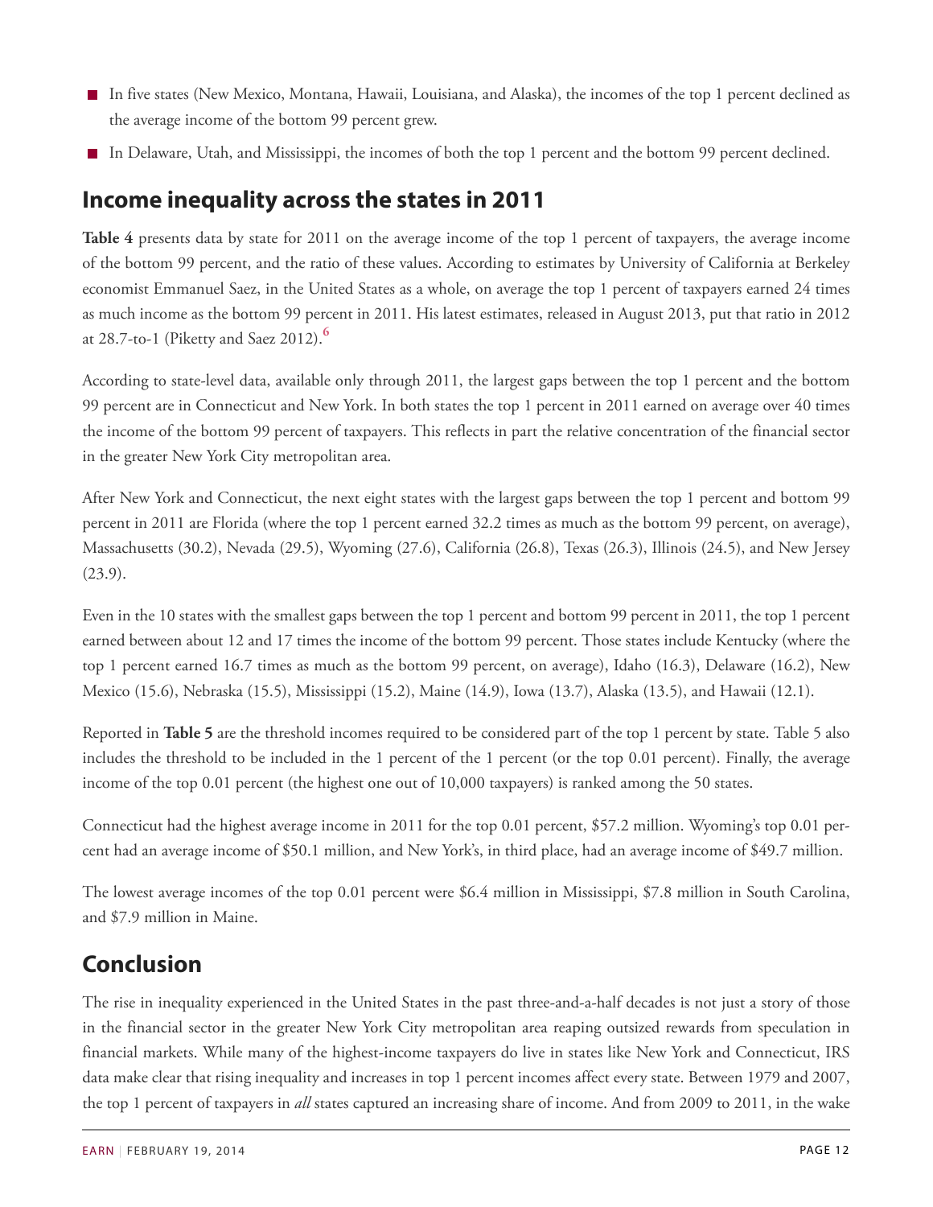- In five states (New Mexico, Montana, Hawaii, Louisiana, and Alaska), the incomes of the top 1 percent declined as the average income of the bottom 99 percent grew.
- In Delaware, Utah, and Mississippi, the incomes of both the top 1 percent and the bottom 99 percent declined.

## Income inequality across the states in 2011

**Table 4** presents data by state for 2011 on the average income of the top 1 percent of taxpayers, the average income of the bottom 99 percent, and the ratio of these values. According to estimates by University of California at Berkeley economist Emmanuel Saez, in the United States as a whole, on average the top 1 percent of taxpayers earned 24 times as much income as the bottom 99 percent in 2011. His latest estimates, released in August 2013, put that ratio in 2012 at 28.7-to-1 (Piketty and Saez 2012).[6]

According to state-level data, available only through 2011, the largest gaps between the top 1 percent and the bottom 99 percent are in Connecticut and New York. In both states the top 1 percent in 2011 earned on average over 40 times the income of the bottom 99 percent of taxpayers. This reflects in part the relative concentration of the financial sector in the greater New York City metropolitan area.

After New York and Connecticut, the next eight states with the largest gaps between the top 1 percent and bottom 99 percent in 2011 are Florida (where the top 1 percent earned 32.2 times as much as the bottom 99 percent, on average), Massachusetts (30.2), Nevada (29.5), Wyoming (27.6), California (26.8), Texas (26.3), Illinois (24.5), and New Jersey (23.9).

Even in the 10 states with the smallest gaps between the top 1 percent and bottom 99 percent in 2011, the top 1 percent earned between about 12 and 17 times the income of the bottom 99 percent. Those states include Kentucky (where the top 1 percent earned 16.7 times as much as the bottom 99 percent, on average), Idaho (16.3), Delaware (16.2), New Mexico (15.6), Nebraska (15.5), Mississippi (15.2), Maine (14.9), Iowa (13.7), Alaska (13.5), and Hawaii (12.1).

Reported in **Table 5** are the threshold incomes required to be considered part of the top 1 percent by state. Table 5 also includes the threshold to be included in the 1 percent of the 1 percent (or the top 0.01 percent). Finally, the average income of the top 0.01 percent (the highest one out of 10,000 taxpayers) is ranked among the 50 states.

Connecticut had the highest average income in 2011 for the top 0.01 percent, $57.2 million. Wyoming's top 0.01 percent had an average income of $50.1 million, and New York's, in third place, had an average income of $49.7 million.

The lowest average incomes of the top 0.01 percent were $6.4 million in Mississippi, $7.8 million in South Carolina, and $7.9 million in Maine.

## Conclusion

The rise in inequality experienced in the United States in the past three-and-a-half decades is not just a story of those in the financial sector in the greater New York City metropolitan area reaping outsized rewards from speculation in financial markets. While many of the highest-income taxpayers do live in states like New York and Connecticut, IRS data make clear that rising inequality and increases in top 1 percent incomes affect every state. Between 1979 and 2007, the top 1 percent of taxpayers in *all* states captured an increasing share of income. And from 2009 to 2011, in the wake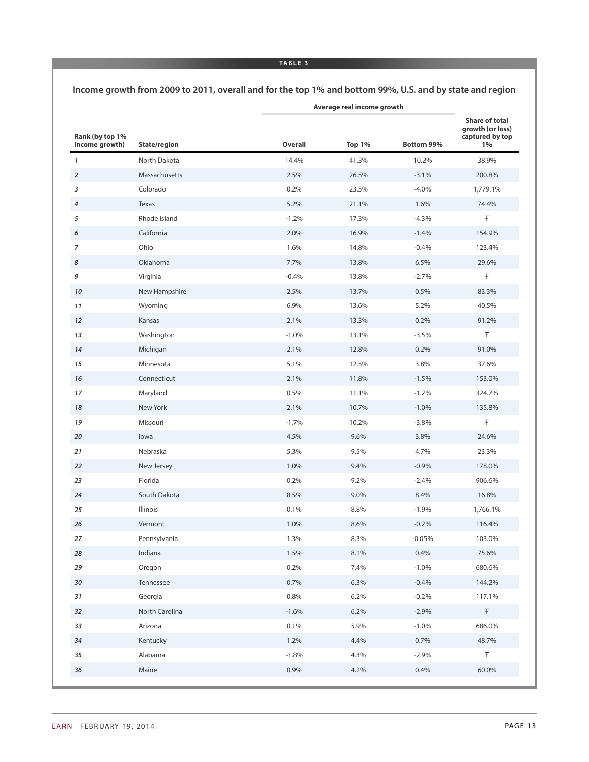**TABLE 3**

**Income growth from 2009 to 2011, overall and for the top 1% and bottom 99%, U.S. and by state and region**

| | | Average real income growth | | | |
|---|---|---|---|---|---|
| Rank (by top 1% income growth) | State/region | Overall | Top 1% | Bottom 99% | Share of total growth (or loss) captured by top 1% |
| *1* | North Dakota | 14.4% | 41.3% | 10.2% | 38.9% |
| *2* | Massachusetts | 2.5% | 26.5% | -3.1% | 200.8% |
| *3* | Colorado | 0.2% | 23.5% | -4.0% | 1,779.1% |
| *4* | Texas | 5.2% | 21.1% | 1.6% | 74.4% |
| *5* | Rhode Island | -1.2% | 17.3% | -4.3% | Ŧ |
| *6* | California | 2.0% | 16.9% | -1.4% | 154.9% |
| *7* | Ohio | 1.6% | 14.8% | -0.4% | 123.4% |
| *8* | Oklahoma | 7.7% | 13.8% | 6.5% | 29.6% |
| *9* | Virginia | -0.4% | 13.8% | -2.7% | Ŧ |
| *10* | New Hampshire | 2.5% | 13.7% | 0.5% | 83.3% |
| *11* | Wyoming | 6.9% | 13.6% | 5.2% | 40.5% |
| *12* | Kansas | 2.1% | 13.3% | 0.2% | 91.2% |
| *13* | Washington | -1.0% | 13.1% | -3.5% | Ŧ |
| *14* | Michigan | 2.1% | 12.8% | 0.2% | 91.0% |
| *15* | Minnesota | 5.1% | 12.5% | 3.8% | 37.6% |
| *16* | Connecticut | 2.1% | 11.8% | -1.5% | 153.0% |
| *17* | Maryland | 0.5% | 11.1% | -1.2% | 324.7% |
| *18* | New York | 2.1% | 10.7% | -1.0% | 135.8% |
| *19* | Missouri | -1.7% | 10.2% | -3.8% | Ŧ |
| *20* | Iowa | 4.5% | 9.6% | 3.8% | 24.6% |
| *21* | Nebraska | 5.3% | 9.5% | 4.7% | 23.3% |
| *22* | New Jersey | 1.0% | 9.4% | -0.9% | 178.0% |
| *23* | Florida | 0.2% | 9.2% | -2.4% | 906.6% |
| *24* | South Dakota | 8.5% | 9.0% | 8.4% | 16.8% |
| *25* | Illinois | 0.1% | 8.8% | -1.9% | 1,766.1% |
| *26* | Vermont | 1.0% | 8.6% | -0.2% | 116.4% |
| *27* | Pennsylvania | 1.3% | 8.3% | -0.05% | 103.0% |
| *28* | Indiana | 1.5% | 8.1% | 0.4% | 75.6% |
| *29* | Oregon | 0.2% | 7.4% | -1.0% | 680.6% |
| *30* | Tennessee | 0.7% | 6.3% | -0.4% | 144.2% |
| *31* | Georgia | 0.8% | 6.2% | -0.2% | 117.1% |
| *32* | North Carolina | -1.6% | 6.2% | -2.9% | Ŧ |
| *33* | Arizona | 0.1% | 5.9% | -1.0% | 686.0% |
| *34* | Kentucky | 1.2% | 4.4% | 0.7% | 48.7% |
| *35* | Alabama | -1.8% | 4.3% | -2.9% | Ŧ |
| *36* | Maine | 0.9% | 4.2% | 0.4% | 60.0% |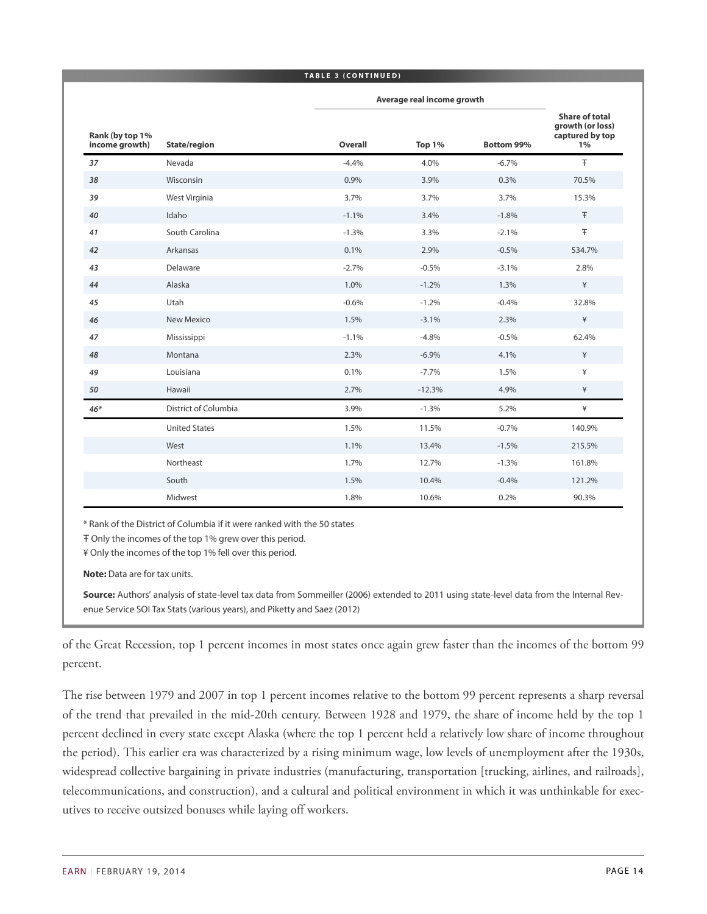**TABLE 3 (CONTINUED)**

| Rank (by top 1% income growth) | State/region | Average real income growth | | | Share of total growth (or loss) captured by top 1% |
|---|---|---|---|---|---|
| | | Overall | Top 1% | Bottom 99% | |
| *37* | Nevada | -4.4% | 4.0% | -6.7% | Ŧ |
| *38* | Wisconsin | 0.9% | 3.9% | 0.3% | 70.5% |
| *39* | West Virginia | 3.7% | 3.7% | 3.7% | 15.3% |
| *40* | Idaho | -1.1% | 3.4% | -1.8% | Ŧ |
| *41* | South Carolina | -1.3% | 3.3% | -2.1% | Ŧ |
| *42* | Arkansas | 0.1% | 2.9% | -0.5% | 534.7% |
| *43* | Delaware | -2.7% | -0.5% | -3.1% | 2.8% |
| *44* | Alaska | 1.0% | -1.2% | 1.3% | ¥ |
| *45* | Utah | -0.6% | -1.2% | -0.4% | 32.8% |
| *46* | New Mexico | 1.5% | -3.1% | 2.3% | ¥ |
| *47* | Mississippi | -1.1% | -4.8% | -0.5% | 62.4% |
| *48* | Montana | 2.3% | -6.9% | 4.1% | ¥ |
| *49* | Louisiana | 0.1% | -7.7% | 1.5% | ¥ |
| *50* | Hawaii | 2.7% | -12.3% | 4.9% | ¥ |
| *46** | District of Columbia | 3.9% | -1.3% | 5.2% | ¥ |
| | United States | 1.5% | 11.5% | -0.7% | 140.9% |
| | West | 1.1% | 13.4% | -1.5% | 215.5% |
| | Northeast | 1.7% | 12.7% | -1.3% | 161.8% |
| | South | 1.5% | 10.4% | -0.4% | 121.2% |
| | Midwest | 1.8% | 10.6% | 0.2% | 90.3% |

* Rank of the District of Columbia if it were ranked with the 50 states

Ŧ Only the incomes of the top 1% grew over this period.

¥ Only the incomes of the top 1% fell over this period.

**Note:** Data are for tax units.

**Source:** Authors' analysis of state-level tax data from Sommeiller (2006) extended to 2011 using state-level data from the Internal Revenue Service SOI Tax Stats (various years), and Piketty and Saez (2012)

of the Great Recession, top 1 percent incomes in most states once again grew faster than the incomes of the bottom 99 percent.

The rise between 1979 and 2007 in top 1 percent incomes relative to the bottom 99 percent represents a sharp reversal of the trend that prevailed in the mid-20th century. Between 1928 and 1979, the share of income held by the top 1 percent declined in every state except Alaska (where the top 1 percent held a relatively low share of income throughout the period). This earlier era was characterized by a rising minimum wage, low levels of unemployment after the 1930s, widespread collective bargaining in private industries (manufacturing, transportation [trucking, airlines, and railroads], telecommunications, and construction), and a cultural and political environment in which it was unthinkable for executives to receive outsized bonuses while laying off workers.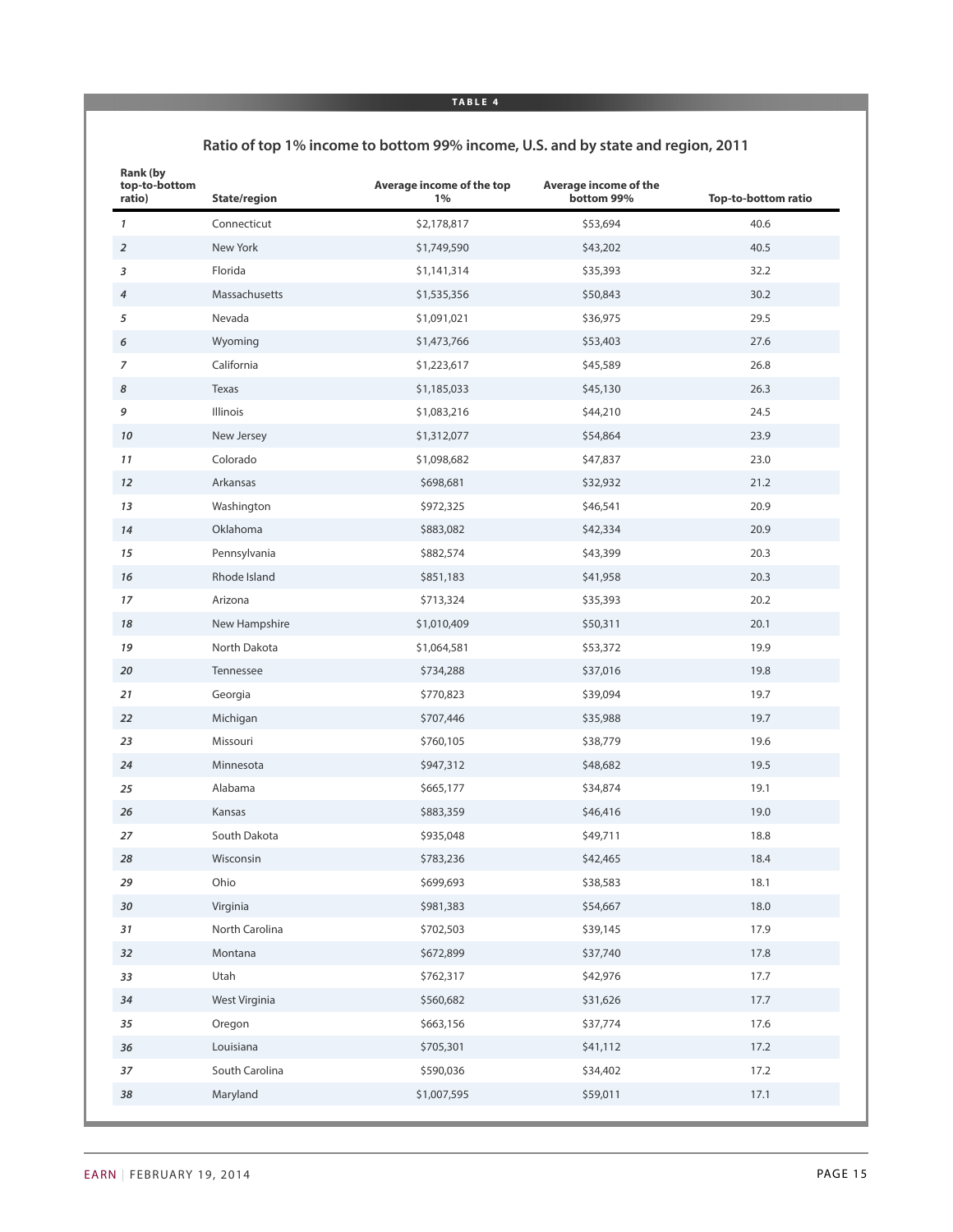**TABLE 4**

## Ratio of top 1% income to bottom 99% income, U.S. and by state and region, 2011

| Rank (by top-to-bottom ratio) | State/region | Average income of the top 1% | Average income of the bottom 99% | Top-to-bottom ratio |
|---|---|---|---|---|
| 1 | Connecticut | $2,178,817 | $53,694 | 40.6 |
| 2 | New York | $1,749,590 | $43,202 | 40.5 |
| 3 | Florida | $1,141,314 | $35,393 | 32.2 |
| 4 | Massachusetts | $1,535,356 | $50,843 | 30.2 |
| 5 | Nevada | $1,091,021 | $36,975 | 29.5 |
| 6 | Wyoming | $1,473,766 | $53,403 | 27.6 |
| 7 | California | $1,223,617 | $45,589 | 26.8 |
| 8 | Texas | $1,185,033 | $45,130 | 26.3 |
| 9 | Illinois | $1,083,216 | $44,210 | 24.5 |
| 10 | New Jersey | $1,312,077 | $54,864 | 23.9 |
| 11 | Colorado | $1,098,682 | $47,837 | 23.0 |
| 12 | Arkansas | $698,681 | $32,932 | 21.2 |
| 13 | Washington | $972,325 | $46,541 | 20.9 |
| 14 | Oklahoma | $883,082 | $42,334 | 20.9 |
| 15 | Pennsylvania | $882,574 | $43,399 | 20.3 |
| 16 | Rhode Island | $851,183 | $41,958 | 20.3 |
| 17 | Arizona | $713,324 | $35,393 | 20.2 |
| 18 | New Hampshire | $1,010,409 | $50,311 | 20.1 |
| 19 | North Dakota | $1,064,581 | $53,372 | 19.9 |
| 20 | Tennessee | $734,288 | $37,016 | 19.8 |
| 21 | Georgia | $770,823 | $39,094 | 19.7 |
| 22 | Michigan | $707,446 | $35,988 | 19.7 |
| 23 | Missouri | $760,105 | $38,779 | 19.6 |
| 24 | Minnesota | $947,312 | $48,682 | 19.5 |
| 25 | Alabama | $665,177 | $34,874 | 19.1 |
| 26 | Kansas | $883,359 | $46,416 | 19.0 |
| 27 | South Dakota | $935,048 | $49,711 | 18.8 |
| 28 | Wisconsin | $783,236 | $42,465 | 18.4 |
| 29 | Ohio | $699,693 | $38,583 | 18.1 |
| 30 | Virginia | $981,383 | $54,667 | 18.0 |
| 31 | North Carolina | $702,503 | $39,145 | 17.9 |
| 32 | Montana | $672,899 | $37,740 | 17.8 |
| 33 | Utah | $762,317 | $42,976 | 17.7 |
| 34 | West Virginia | $560,682 | $31,626 | 17.7 |
| 35 | Oregon | $663,156 | $37,774 | 17.6 |
| 36 | Louisiana | $705,301 | $41,112 | 17.2 |
| 37 | South Carolina | $590,036 | $34,402 | 17.2 |
| 38 | Maryland | $1,007,595 | $59,011 | 17.1 |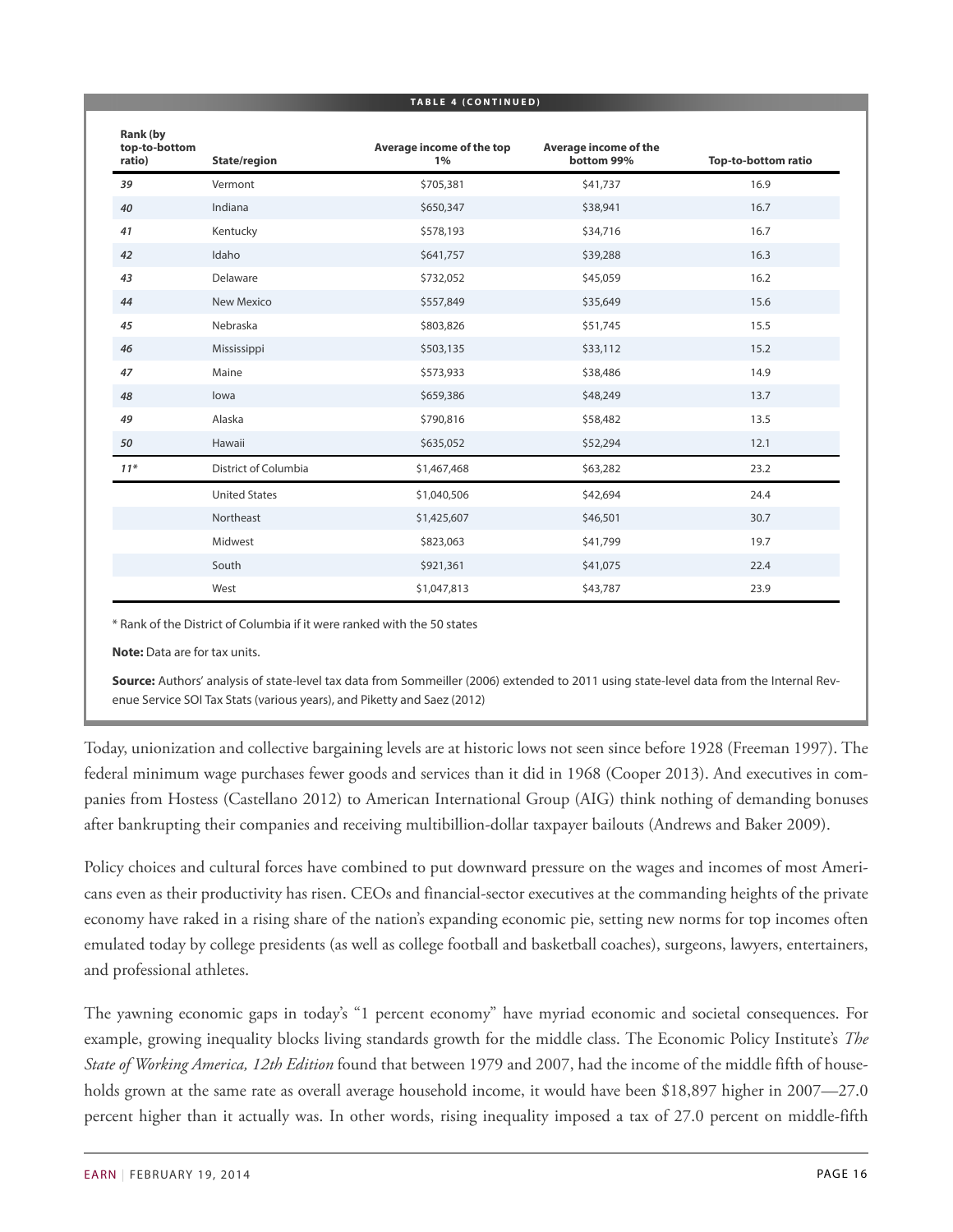**TABLE 4 (CONTINUED)**

| Rank (by top-to-bottom ratio) | State/region | Average income of the top 1% | Average income of the bottom 99% | Top-to-bottom ratio |
|---|---|---|---|---|
| *39* | Vermont | $705,381 | $41,737 | 16.9 |
| *40* | Indiana | $650,347 | $38,941 | 16.7 |
| *41* | Kentucky | $578,193 | $34,716 | 16.7 |
| *42* | Idaho | $641,757 | $39,288 | 16.3 |
| *43* | Delaware | $732,052 | $45,059 | 16.2 |
| *44* | New Mexico | $557,849 | $35,649 | 15.6 |
| *45* | Nebraska | $803,826 | $51,745 | 15.5 |
| *46* | Mississippi | $503,135 | $33,112 | 15.2 |
| *47* | Maine | $573,933 | $38,486 | 14.9 |
| *48* | Iowa | $659,386 | $48,249 | 13.7 |
| *49* | Alaska | $790,816 | $58,482 | 13.5 |
| *50* | Hawaii | $635,052 | $52,294 | 12.1 |
| *11** | District of Columbia | $1,467,468 | $63,282 | 23.2 |
| | United States | $1,040,506 | $42,694 | 24.4 |
| | Northeast | $1,425,607 | $46,501 | 30.7 |
| | Midwest | $823,063 | $41,799 | 19.7 |
| | South | $921,361 | $41,075 | 22.4 |
| | West | $1,047,813 | $43,787 | 23.9 |

* Rank of the District of Columbia if it were ranked with the 50 states

**Note:** Data are for tax units.

**Source:** Authors' analysis of state-level tax data from Sommeiller (2006) extended to 2011 using state-level data from the Internal Revenue Service SOI Tax Stats (various years), and Piketty and Saez (2012)

Today, unionization and collective bargaining levels are at historic lows not seen since before 1928 (Freeman 1997). The federal minimum wage purchases fewer goods and services than it did in 1968 (Cooper 2013). And executives in companies from Hostess (Castellano 2012) to American International Group (AIG) think nothing of demanding bonuses after bankrupting their companies and receiving multibillion-dollar taxpayer bailouts (Andrews and Baker 2009).

Policy choices and cultural forces have combined to put downward pressure on the wages and incomes of most Americans even as their productivity has risen. CEOs and financial-sector executives at the commanding heights of the private economy have raked in a rising share of the nation's expanding economic pie, setting new norms for top incomes often emulated today by college presidents (as well as college football and basketball coaches), surgeons, lawyers, entertainers, and professional athletes.

The yawning economic gaps in today's "1 percent economy" have myriad economic and societal consequences. For example, growing inequality blocks living standards growth for the middle class. The Economic Policy Institute's *The State of Working America, 12th Edition* found that between 1979 and 2007, had the income of the middle fifth of households grown at the same rate as overall average household income, it would have been $18,897 higher in 2007—27.0 percent higher than it actually was. In other words, rising inequality imposed a tax of 27.0 percent on middle-fifth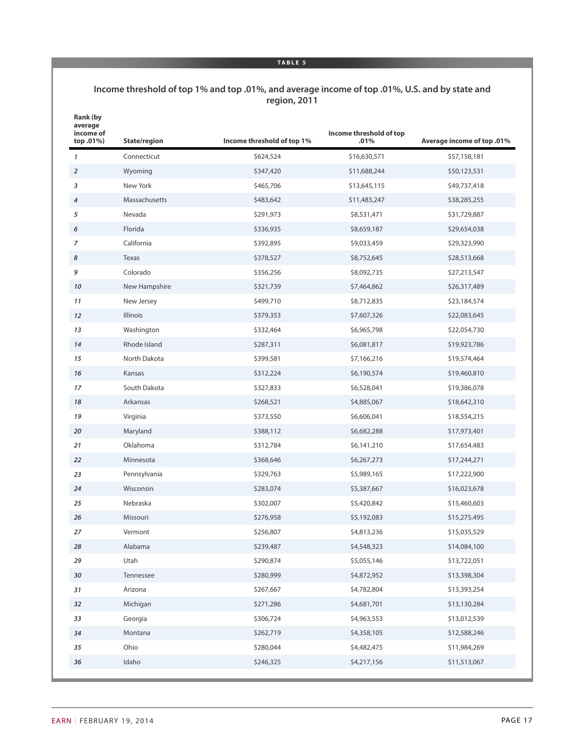**TABLE 5**

## Income threshold of top 1% and top .01%, and average income of top .01%, U.S. and by state and region, 2011

| Rank (by average income of top .01%) | State/region | Income threshold of top 1% | Income threshold of top .01% | Average income of top .01% |
|---|---|---|---|---|
| *1* | Connecticut | $624,524 | $16,630,571 | $57,158,181 |
| *2* | Wyoming | $347,420 | $11,688,244 | $50,123,531 |
| *3* | New York | $465,706 | $13,645,115 | $49,737,418 |
| *4* | Massachusetts | $483,642 | $11,483,247 | $38,285,255 |
| *5* | Nevada | $291,973 | $8,531,471 | $31,729,887 |
| *6* | Florida | $336,935 | $8,659,187 | $29,654,038 |
| *7* | California | $392,895 | $9,033,459 | $29,323,990 |
| *8* | Texas | $378,527 | $8,752,645 | $28,513,668 |
| *9* | Colorado | $356,256 | $8,092,735 | $27,213,547 |
| *10* | New Hampshire | $321,739 | $7,464,862 | $26,317,489 |
| *11* | New Jersey | $499,710 | $8,712,835 | $23,184,574 |
| *12* | Illinois | $379,353 | $7,607,326 | $22,083,645 |
| *13* | Washington | $332,464 | $6,965,798 | $22,054,730 |
| *14* | Rhode Island | $287,311 | $6,081,817 | $19,923,786 |
| *15* | North Dakota | $399,581 | $7,166,216 | $19,574,464 |
| *16* | Kansas | $312,224 | $6,190,574 | $19,460,810 |
| *17* | South Dakota | $327,833 | $6,528,041 | $19,386,078 |
| *18* | Arkansas | $268,521 | $4,885,067 | $18,642,310 |
| *19* | Virginia | $373,550 | $6,606,041 | $18,554,215 |
| *20* | Maryland | $388,112 | $6,682,288 | $17,973,401 |
| *21* | Oklahoma | $312,784 | $6,141,210 | $17,654,483 |
| *22* | Minnesota | $368,646 | $6,267,273 | $17,244,271 |
| *23* | Pennsylvania | $329,763 | $5,989,165 | $17,222,900 |
| *24* | Wisconsin | $283,074 | $5,387,667 | $16,023,678 |
| *25* | Nebraska | $302,007 | $5,420,842 | $15,460,603 |
| *26* | Missouri | $276,958 | $5,192,083 | $15,275,495 |
| *27* | Vermont | $256,807 | $4,813,236 | $15,035,529 |
| *28* | Alabama | $239,487 | $4,548,323 | $14,084,100 |
| *29* | Utah | $290,874 | $5,055,146 | $13,722,051 |
| *30* | Tennessee | $280,999 | $4,872,952 | $13,398,304 |
| *31* | Arizona | $267,667 | $4,782,804 | $13,393,254 |
| *32* | Michigan | $271,286 | $4,681,701 | $13,130,284 |
| *33* | Georgia | $306,724 | $4,963,553 | $13,012,539 |
| *34* | Montana | $262,719 | $4,358,105 | $12,588,246 |
| *35* | Ohio | $280,044 | $4,482,475 | $11,984,269 |
| *36* | Idaho | $246,325 | $4,217,156 | $11,513,067 |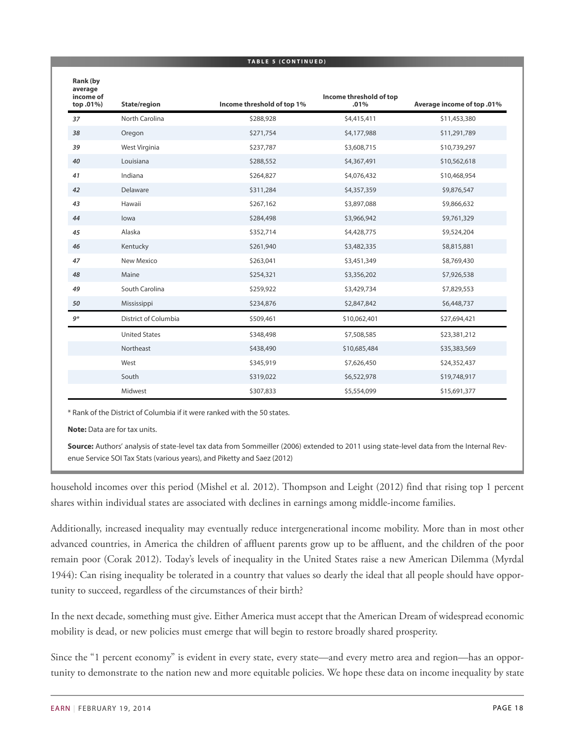**TABLE 5 (CONTINUED)**

| Rank (by average income of top .01%) | State/region | Income threshold of top 1% | Income threshold of top .01% | Average income of top .01% |
|---|---|---|---|---|
| *37* | North Carolina | $288,928 | $4,415,411 | $11,453,380 |
| *38* | Oregon | $271,754 | $4,177,988 | $11,291,789 |
| *39* | West Virginia | $237,787 | $3,608,715 | $10,739,297 |
| *40* | Louisiana | $288,552 | $4,367,491 | $10,562,618 |
| *41* | Indiana | $264,827 | $4,076,432 | $10,468,954 |
| *42* | Delaware | $311,284 | $4,357,359 | $9,876,547 |
| *43* | Hawaii | $267,162 | $3,897,088 | $9,866,632 |
| *44* | Iowa | $284,498 | $3,966,942 | $9,761,329 |
| *45* | Alaska | $352,714 | $4,428,775 | $9,524,204 |
| *46* | Kentucky | $261,940 | $3,482,335 | $8,815,881 |
| *47* | New Mexico | $263,041 | $3,451,349 | $8,769,430 |
| *48* | Maine | $254,321 | $3,356,202 | $7,926,538 |
| *49* | South Carolina | $259,922 | $3,429,734 | $7,829,553 |
| *50* | Mississippi | $234,876 | $2,847,842 | $6,448,737 |
| *9** | District of Columbia | $509,461 | $10,062,401 | $27,694,421 |
| | United States | $348,498 | $7,508,585 | $23,381,212 |
| | Northeast | $438,490 | $10,685,484 | $35,383,569 |
| | West | $345,919 | $7,626,450 | $24,352,437 |
| | South | $319,022 | $6,522,978 | $19,748,917 |
| | Midwest | $307,833 | $5,554,099 | $15,691,377 |

* Rank of the District of Columbia if it were ranked with the 50 states.

**Note:** Data are for tax units.

**Source:** Authors' analysis of state-level tax data from Sommeiller (2006) extended to 2011 using state-level data from the Internal Revenue Service SOI Tax Stats (various years), and Piketty and Saez (2012)

household incomes over this period (Mishel et al. 2012). Thompson and Leight (2012) find that rising top 1 percent shares within individual states are associated with declines in earnings among middle-income families.

Additionally, increased inequality may eventually reduce intergenerational income mobility. More than in most other advanced countries, in America the children of affluent parents grow up to be affluent, and the children of the poor remain poor (Corak 2012). Today's levels of inequality in the United States raise a new American Dilemma (Myrdal 1944): Can rising inequality be tolerated in a country that values so dearly the ideal that all people should have opportunity to succeed, regardless of the circumstances of their birth?

In the next decade, something must give. Either America must accept that the American Dream of widespread economic mobility is dead, or new policies must emerge that will begin to restore broadly shared prosperity.

Since the "1 percent economy" is evident in every state, every state—and every metro area and region—has an opportunity to demonstrate to the nation new and more equitable policies. We hope these data on income inequality by state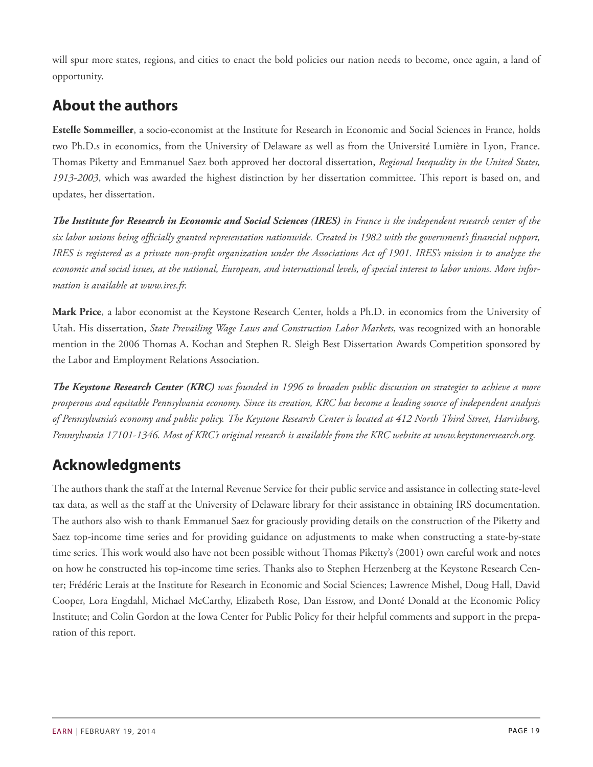will spur more states, regions, and cities to enact the bold policies our nation needs to become, once again, a land of opportunity.

## About the authors

**Estelle Sommeiller**, a socio-economist at the Institute for Research in Economic and Social Sciences in France, holds two Ph.D.s in economics, from the University of Delaware as well as from the Université Lumière in Lyon, France. Thomas Piketty and Emmanuel Saez both approved her doctoral dissertation, *Regional Inequality in the United States, 1913-2003*, which was awarded the highest distinction by her dissertation committee. This report is based on, and updates, her dissertation.

***The Institute for Research in Economic and Social Sciences (IRES)*** *in France is the independent research center of the six labor unions being officially granted representation nationwide. Created in 1982 with the government's financial support, IRES is registered as a private non-profit organization under the Associations Act of 1901. IRES's mission is to analyze the economic and social issues, at the national, European, and international levels, of special interest to labor unions. More information is available at www.ires.fr.*

**Mark Price**, a labor economist at the Keystone Research Center, holds a Ph.D. in economics from the University of Utah. His dissertation, *State Prevailing Wage Laws and Construction Labor Markets*, was recognized with an honorable mention in the 2006 Thomas A. Kochan and Stephen R. Sleigh Best Dissertation Awards Competition sponsored by the Labor and Employment Relations Association.

***The Keystone Research Center (KRC)*** *was founded in 1996 to broaden public discussion on strategies to achieve a more prosperous and equitable Pennsylvania economy. Since its creation, KRC has become a leading source of independent analysis of Pennsylvania's economy and public policy. The Keystone Research Center is located at 412 North Third Street, Harrisburg, Pennsylvania 17101-1346. Most of KRC's original research is available from the KRC website at www.keystoneresearch.org.*

## Acknowledgments

The authors thank the staff at the Internal Revenue Service for their public service and assistance in collecting state-level tax data, as well as the staff at the University of Delaware library for their assistance in obtaining IRS documentation. The authors also wish to thank Emmanuel Saez for graciously providing details on the construction of the Piketty and Saez top-income time series and for providing guidance on adjustments to make when constructing a state-by-state time series. This work would also have not been possible without Thomas Piketty's (2001) own careful work and notes on how he constructed his top-income time series. Thanks also to Stephen Herzenberg at the Keystone Research Center; Frédéric Lerais at the Institute for Research in Economic and Social Sciences; Lawrence Mishel, Doug Hall, David Cooper, Lora Engdahl, Michael McCarthy, Elizabeth Rose, Dan Essrow, and Donté Donald at the Economic Policy Institute; and Colin Gordon at the Iowa Center for Public Policy for their helpful comments and support in the preparation of this report.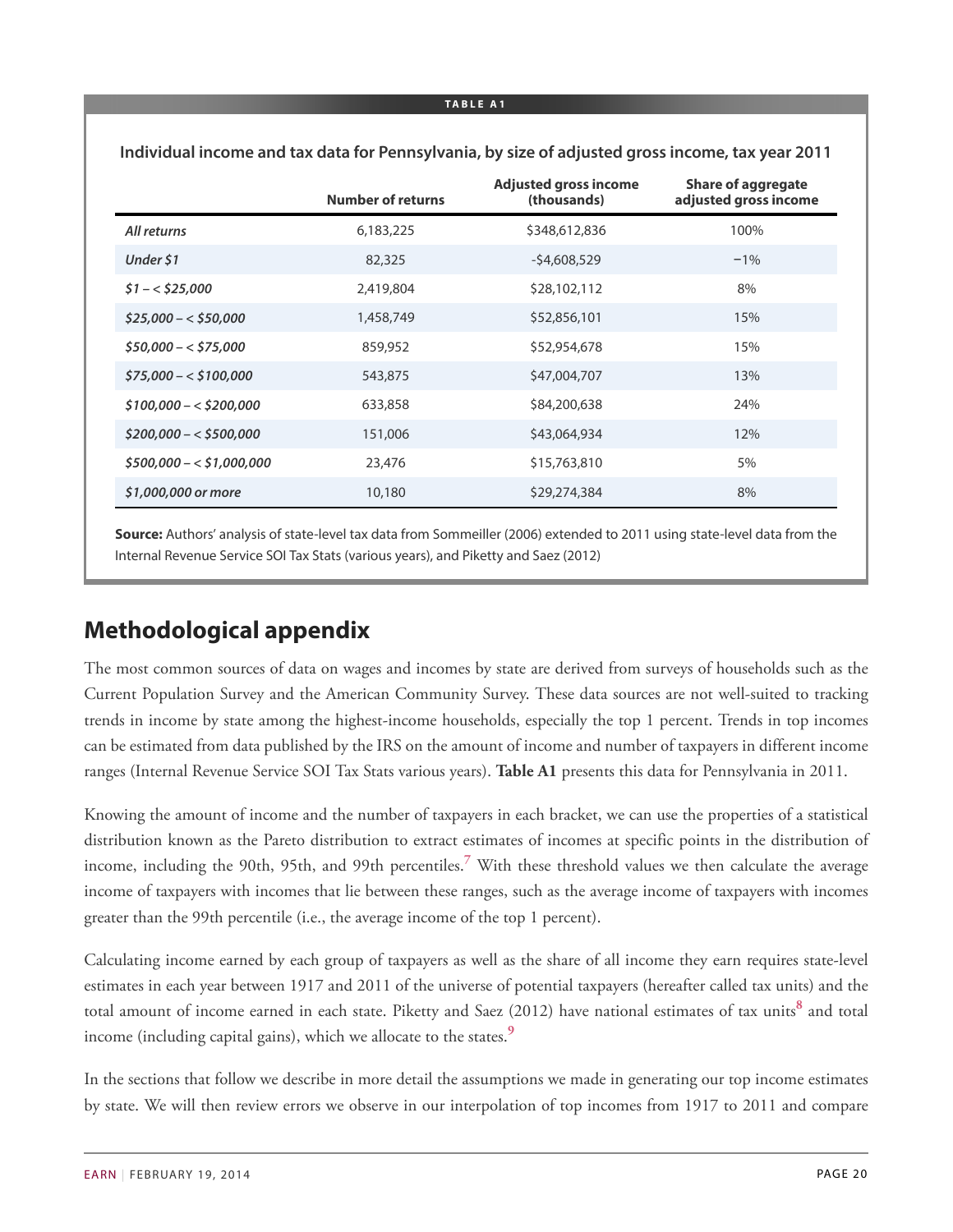**TABLE A1**

**Individual income and tax data for Pennsylvania, by size of adjusted gross income, tax year 2011**

| | Number of returns | Adjusted gross income (thousands) | Share of aggregate adjusted gross income |
|---|---|---|---|
| *All returns* | 6,183,225 | $348,612,836 | 100% |
| *Under $1* | 82,325 | -$4,608,529 | −1% |
| *$1 – < $25,000* | 2,419,804 | $28,102,112 | 8% |
| *$25,000 – < $50,000* | 1,458,749 | $52,856,101 | 15% |
| *$50,000 – < $75,000* | 859,952 | $52,954,678 | 15% |
| *$75,000 – < $100,000* | 543,875 | $47,004,707 | 13% |
| *$100,000 – < $200,000* | 633,858 | $84,200,638 | 24% |
| *$200,000 – < $500,000* | 151,006 | $43,064,934 | 12% |
| *$500,000 – < $1,000,000* | 23,476 | $15,763,810 | 5% |
| *$1,000,000 or more* | 10,180 | $29,274,384 | 8% |

**Source:** Authors' analysis of state-level tax data from Sommeiller (2006) extended to 2011 using state-level data from the Internal Revenue Service SOI Tax Stats (various years), and Piketty and Saez (2012)

## Methodological appendix

The most common sources of data on wages and incomes by state are derived from surveys of households such as the Current Population Survey and the American Community Survey. These data sources are not well-suited to tracking trends in income by state among the highest-income households, especially the top 1 percent. Trends in top incomes can be estimated from data published by the IRS on the amount of income and number of taxpayers in different income ranges (Internal Revenue Service SOI Tax Stats various years). **Table A1** presents this data for Pennsylvania in 2011.

Knowing the amount of income and the number of taxpayers in each bracket, we can use the properties of a statistical distribution known as the Pareto distribution to extract estimates of incomes at specific points in the distribution of income, including the 90th, 95th, and 99th percentiles.[7] With these threshold values we then calculate the average income of taxpayers with incomes that lie between these ranges, such as the average income of taxpayers with incomes greater than the 99th percentile (i.e., the average income of the top 1 percent).

Calculating income earned by each group of taxpayers as well as the share of all income they earn requires state-level estimates in each year between 1917 and 2011 of the universe of potential taxpayers (hereafter called tax units) and the total amount of income earned in each state. Piketty and Saez (2012) have national estimates of tax units[8] and total income (including capital gains), which we allocate to the states.[9]

In the sections that follow we describe in more detail the assumptions we made in generating our top income estimates by state. We will then review errors we observe in our interpolation of top incomes from 1917 to 2011 and compare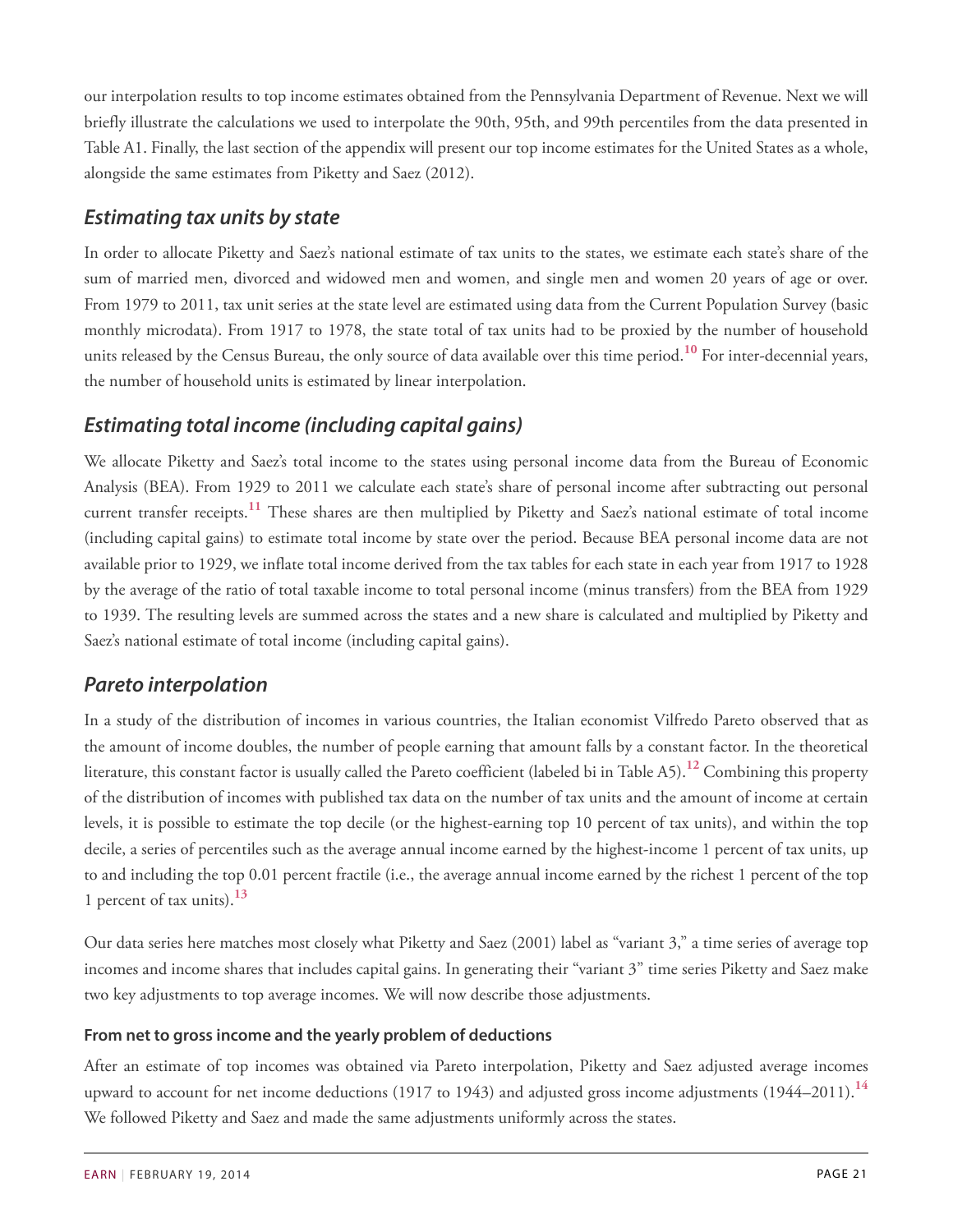our interpolation results to top income estimates obtained from the Pennsylvania Department of Revenue. Next we will briefly illustrate the calculations we used to interpolate the 90th, 95th, and 99th percentiles from the data presented in Table A1. Finally, the last section of the appendix will present our top income estimates for the United States as a whole, alongside the same estimates from Piketty and Saez (2012).

## *Estimating tax units by state*

In order to allocate Piketty and Saez's national estimate of tax units to the states, we estimate each state's share of the sum of married men, divorced and widowed men and women, and single men and women 20 years of age or over. From 1979 to 2011, tax unit series at the state level are estimated using data from the Current Population Survey (basic monthly microdata). From 1917 to 1978, the state total of tax units had to be proxied by the number of household units released by the Census Bureau, the only source of data available over this time period.[10] For inter-decennial years, the number of household units is estimated by linear interpolation.

## *Estimating total income (including capital gains)*

We allocate Piketty and Saez's total income to the states using personal income data from the Bureau of Economic Analysis (BEA). From 1929 to 2011 we calculate each state's share of personal income after subtracting out personal current transfer receipts.[11] These shares are then multiplied by Piketty and Saez's national estimate of total income (including capital gains) to estimate total income by state over the period. Because BEA personal income data are not available prior to 1929, we inflate total income derived from the tax tables for each state in each year from 1917 to 1928 by the average of the ratio of total taxable income to total personal income (minus transfers) from the BEA from 1929 to 1939. The resulting levels are summed across the states and a new share is calculated and multiplied by Piketty and Saez's national estimate of total income (including capital gains).

## *Pareto interpolation*

In a study of the distribution of incomes in various countries, the Italian economist Vilfredo Pareto observed that as the amount of income doubles, the number of people earning that amount falls by a constant factor. In the theoretical literature, this constant factor is usually called the Pareto coefficient (labeled bi in Table A5).[12] Combining this property of the distribution of incomes with published tax data on the number of tax units and the amount of income at certain levels, it is possible to estimate the top decile (or the highest-earning top 10 percent of tax units), and within the top decile, a series of percentiles such as the average annual income earned by the highest-income 1 percent of tax units, up to and including the top 0.01 percent fractile (i.e., the average annual income earned by the richest 1 percent of the top 1 percent of tax units).[13]

Our data series here matches most closely what Piketty and Saez (2001) label as "variant 3," a time series of average top incomes and income shares that includes capital gains. In generating their "variant 3" time series Piketty and Saez make two key adjustments to top average incomes. We will now describe those adjustments.

### From net to gross income and the yearly problem of deductions

After an estimate of top incomes was obtained via Pareto interpolation, Piketty and Saez adjusted average incomes upward to account for net income deductions (1917 to 1943) and adjusted gross income adjustments (1944–2011).[14] We followed Piketty and Saez and made the same adjustments uniformly across the states.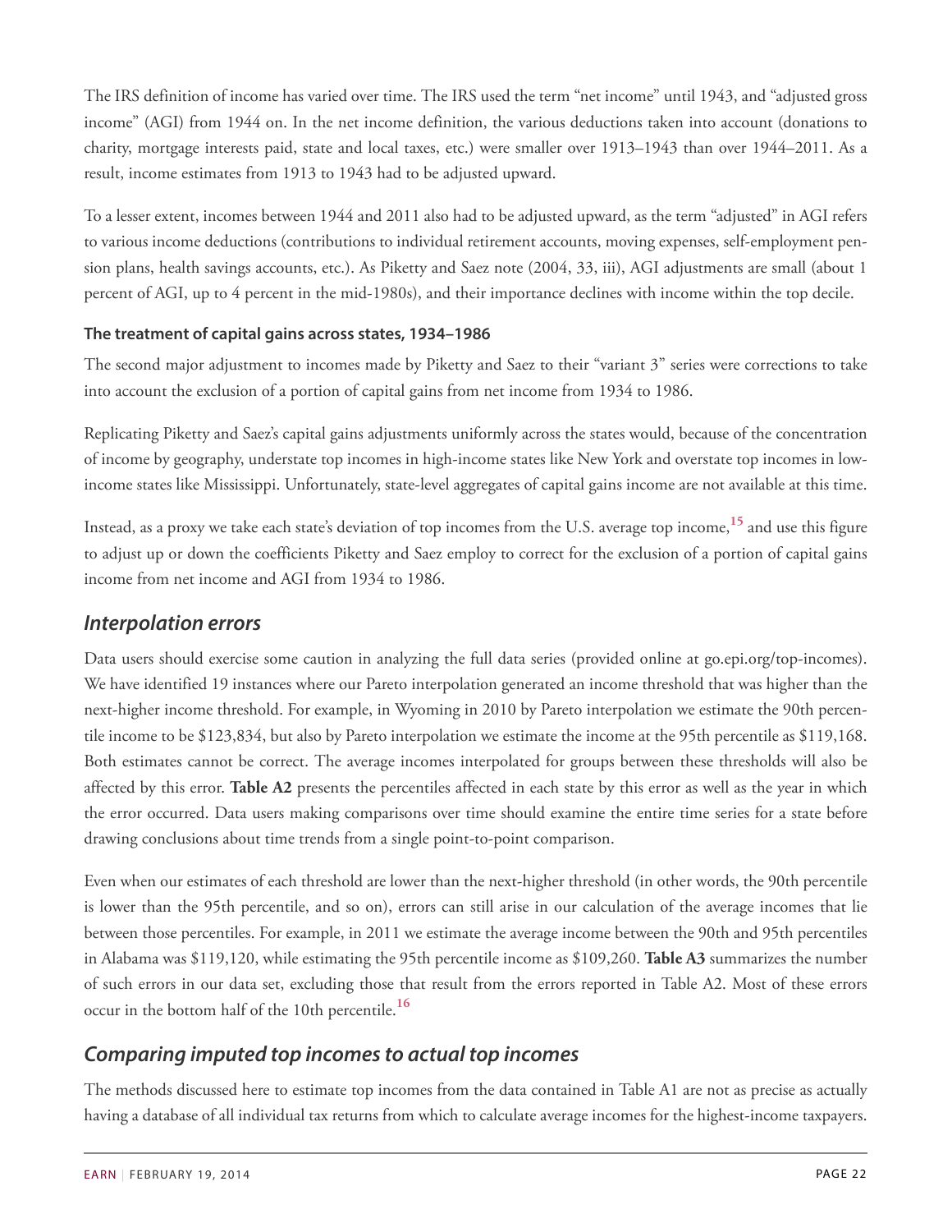The IRS definition of income has varied over time. The IRS used the term "net income" until 1943, and "adjusted gross income" (AGI) from 1944 on. In the net income definition, the various deductions taken into account (donations to charity, mortgage interests paid, state and local taxes, etc.) were smaller over 1913–1943 than over 1944–2011. As a result, income estimates from 1913 to 1943 had to be adjusted upward.

To a lesser extent, incomes between 1944 and 2011 also had to be adjusted upward, as the term "adjusted" in AGI refers to various income deductions (contributions to individual retirement accounts, moving expenses, self-employment pension plans, health savings accounts, etc.). As Piketty and Saez note (2004, 33, iii), AGI adjustments are small (about 1 percent of AGI, up to 4 percent in the mid-1980s), and their importance declines with income within the top decile.

#### The treatment of capital gains across states, 1934–1986

The second major adjustment to incomes made by Piketty and Saez to their "variant 3" series were corrections to take into account the exclusion of a portion of capital gains from net income from 1934 to 1986.

Replicating Piketty and Saez's capital gains adjustments uniformly across the states would, because of the concentration of income by geography, understate top incomes in high-income states like New York and overstate top incomes in low-income states like Mississippi. Unfortunately, state-level aggregates of capital gains income are not available at this time.

Instead, as a proxy we take each state's deviation of top incomes from the U.S. average top income,[15] and use this figure to adjust up or down the coefficients Piketty and Saez employ to correct for the exclusion of a portion of capital gains income from net income and AGI from 1934 to 1986.

### *Interpolation errors*

Data users should exercise some caution in analyzing the full data series (provided online at go.epi.org/top-incomes). We have identified 19 instances where our Pareto interpolation generated an income threshold that was higher than the next-higher income threshold. For example, in Wyoming in 2010 by Pareto interpolation we estimate the 90th percentile income to be $123,834, but also by Pareto interpolation we estimate the income at the 95th percentile as $119,168. Both estimates cannot be correct. The average incomes interpolated for groups between these thresholds will also be affected by this error. **Table A2** presents the percentiles affected in each state by this error as well as the year in which the error occurred. Data users making comparisons over time should examine the entire time series for a state before drawing conclusions about time trends from a single point-to-point comparison.

Even when our estimates of each threshold are lower than the next-higher threshold (in other words, the 90th percentile is lower than the 95th percentile, and so on), errors can still arise in our calculation of the average incomes that lie between those percentiles. For example, in 2011 we estimate the average income between the 90th and 95th percentiles in Alabama was $119,120, while estimating the 95th percentile income as $109,260. **Table A3** summarizes the number of such errors in our data set, excluding those that result from the errors reported in Table A2. Most of these errors occur in the bottom half of the 10th percentile.[16]

### *Comparing imputed top incomes to actual top incomes*

The methods discussed here to estimate top incomes from the data contained in Table A1 are not as precise as actually having a database of all individual tax returns from which to calculate average incomes for the highest-income taxpayers.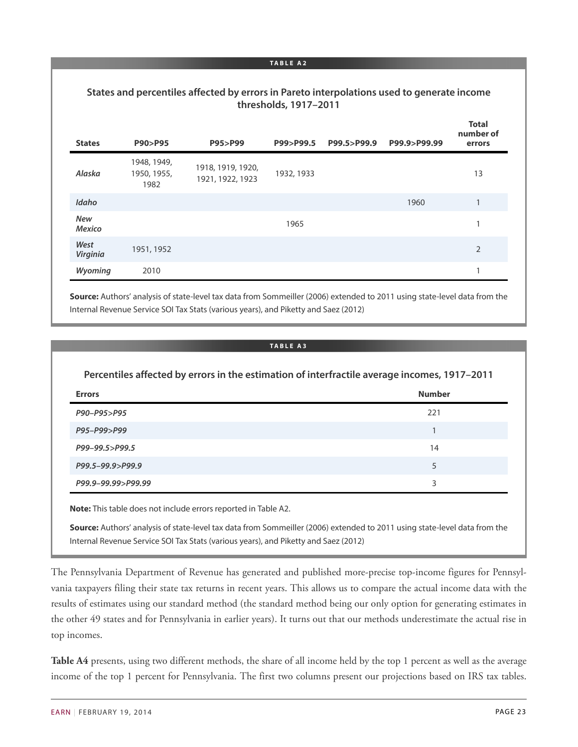**TABLE A2**

**States and percentiles affected by errors in Pareto interpolations used to generate income thresholds, 1917–2011**

| States | P90>P95 | P95>P99 | P99>P99.5 | P99.5>P99.9 | P99.9>P99.99 | Total number of errors |
|---|---|---|---|---|---|---|
| *Alaska* | 1948, 1949, 1950, 1955, 1982 | 1918, 1919, 1920, 1921, 1922, 1923 | 1932, 1933 | | | 13 |
| *Idaho* | | | | | 1960 | 1 |
| *New Mexico* | | | 1965 | | | 1 |
| *West Virginia* | 1951, 1952 | | | | | 2 |
| *Wyoming* | 2010 | | | | | 1 |

**Source:** Authors' analysis of state-level tax data from Sommeiller (2006) extended to 2011 using state-level data from the Internal Revenue Service SOI Tax Stats (various years), and Piketty and Saez (2012)

**TABLE A3**

**Percentiles affected by errors in the estimation of interfractile average incomes, 1917–2011**

| Errors | Number |
|---|---|
| *P90–P95>P95* | 221 |
| *P95–P99>P99* | 1 |
| *P99–99.5>P99.5* | 14 |
| *P99.5–99.9>P99.9* | 5 |
| *P99.9–99.99>P99.99* | 3 |

**Note:** This table does not include errors reported in Table A2.

**Source:** Authors' analysis of state-level tax data from Sommeiller (2006) extended to 2011 using state-level data from the Internal Revenue Service SOI Tax Stats (various years), and Piketty and Saez (2012)

The Pennsylvania Department of Revenue has generated and published more-precise top-income figures for Pennsylvania taxpayers filing their state tax returns in recent years. This allows us to compare the actual income data with the results of estimates using our standard method (the standard method being our only option for generating estimates in the other 49 states and for Pennsylvania in earlier years). It turns out that our methods underestimate the actual rise in top incomes.

**Table A4** presents, using two different methods, the share of all income held by the top 1 percent as well as the average income of the top 1 percent for Pennsylvania. The first two columns present our projections based on IRS tax tables.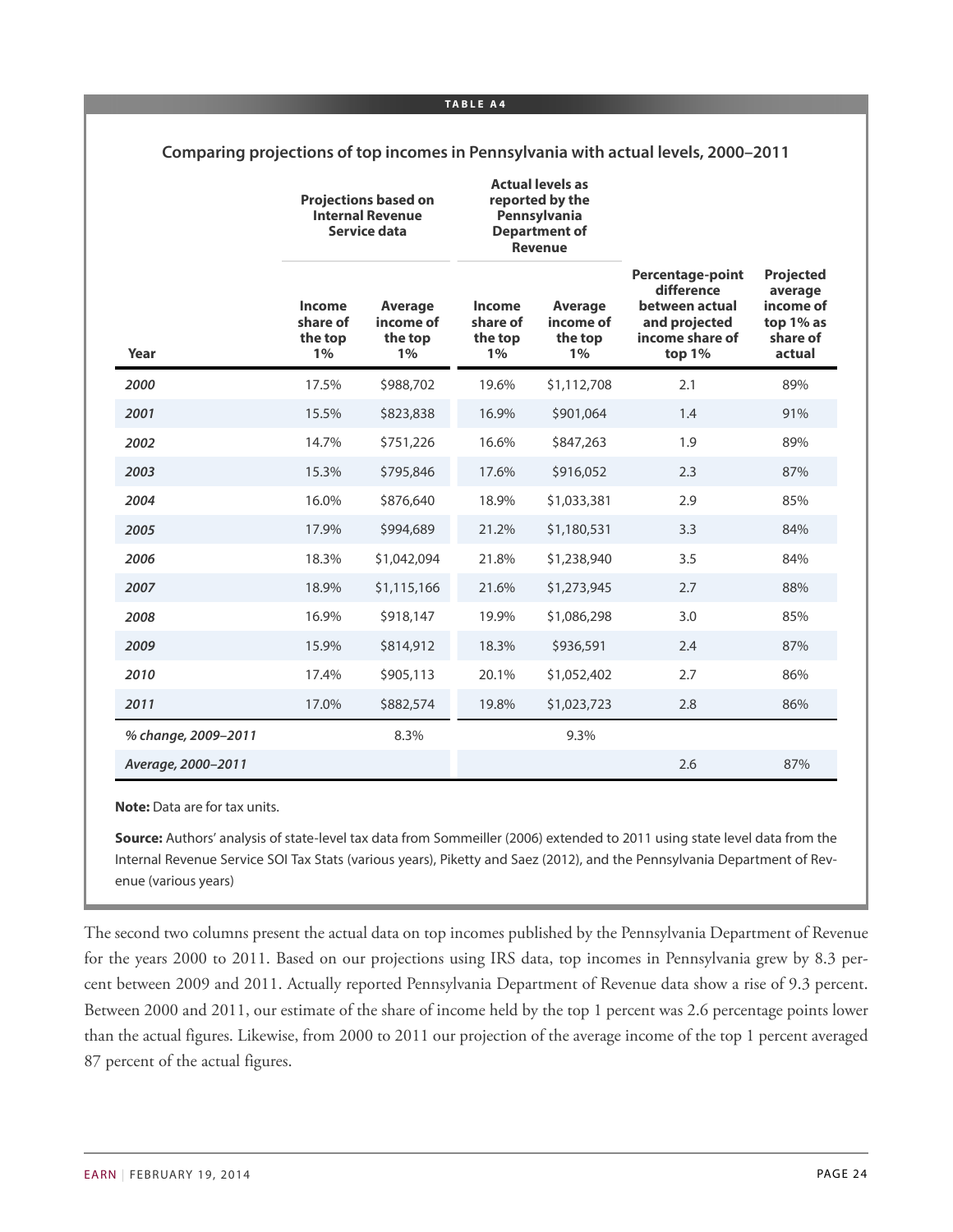**TABLE A4**

## Comparing projections of top incomes in Pennsylvania with actual levels, 2000–2011

| | Projections based on Internal Revenue Service data | | Actual levels as reported by the Pennsylvania Department of Revenue | | | |
|---|---|---|---|---|---|---|
| **Year** | **Income share of the top 1%** | **Average income of the top 1%** | **Income share of the top 1%** | **Average income of the top 1%** | **Percentage-point difference between actual and projected income share of top 1%** | **Projected average income of top 1% as share of actual** |
| *2000* | 17.5% | $988,702 | 19.6% | $1,112,708 | 2.1 | 89% |
| *2001* | 15.5% | $823,838 | 16.9% | $901,064 | 1.4 | 91% |
| *2002* | 14.7% | $751,226 | 16.6% | $847,263 | 1.9 | 89% |
| *2003* | 15.3% | $795,846 | 17.6% | $916,052 | 2.3 | 87% |
| *2004* | 16.0% | $876,640 | 18.9% | $1,033,381 | 2.9 | 85% |
| *2005* | 17.9% | $994,689 | 21.2% | $1,180,531 | 3.3 | 84% |
| *2006* | 18.3% | $1,042,094 | 21.8% | $1,238,940 | 3.5 | 84% |
| *2007* | 18.9% | $1,115,166 | 21.6% | $1,273,945 | 2.7 | 88% |
| *2008* | 16.9% | $918,147 | 19.9% | $1,086,298 | 3.0 | 85% |
| *2009* | 15.9% | $814,912 | 18.3% | $936,591 | 2.4 | 87% |
| *2010* | 17.4% | $905,113 | 20.1% | $1,052,402 | 2.7 | 86% |
| *2011* | 17.0% | $882,574 | 19.8% | $1,023,723 | 2.8 | 86% |
| *% change, 2009–2011* | | 8.3% | | 9.3% | | |
| *Average, 2000–2011* | | | | | 2.6 | 87% |

**Note:** Data are for tax units.

**Source:** Authors' analysis of state-level tax data from Sommeiller (2006) extended to 2011 using state level data from the Internal Revenue Service SOI Tax Stats (various years), Piketty and Saez (2012), and the Pennsylvania Department of Revenue (various years)

The second two columns present the actual data on top incomes published by the Pennsylvania Department of Revenue for the years 2000 to 2011. Based on our projections using IRS data, top incomes in Pennsylvania grew by 8.3 percent between 2009 and 2011. Actually reported Pennsylvania Department of Revenue data show a rise of 9.3 percent. Between 2000 and 2011, our estimate of the share of income held by the top 1 percent was 2.6 percentage points lower than the actual figures. Likewise, from 2000 to 2011 our projection of the average income of the top 1 percent averaged 87 percent of the actual figures.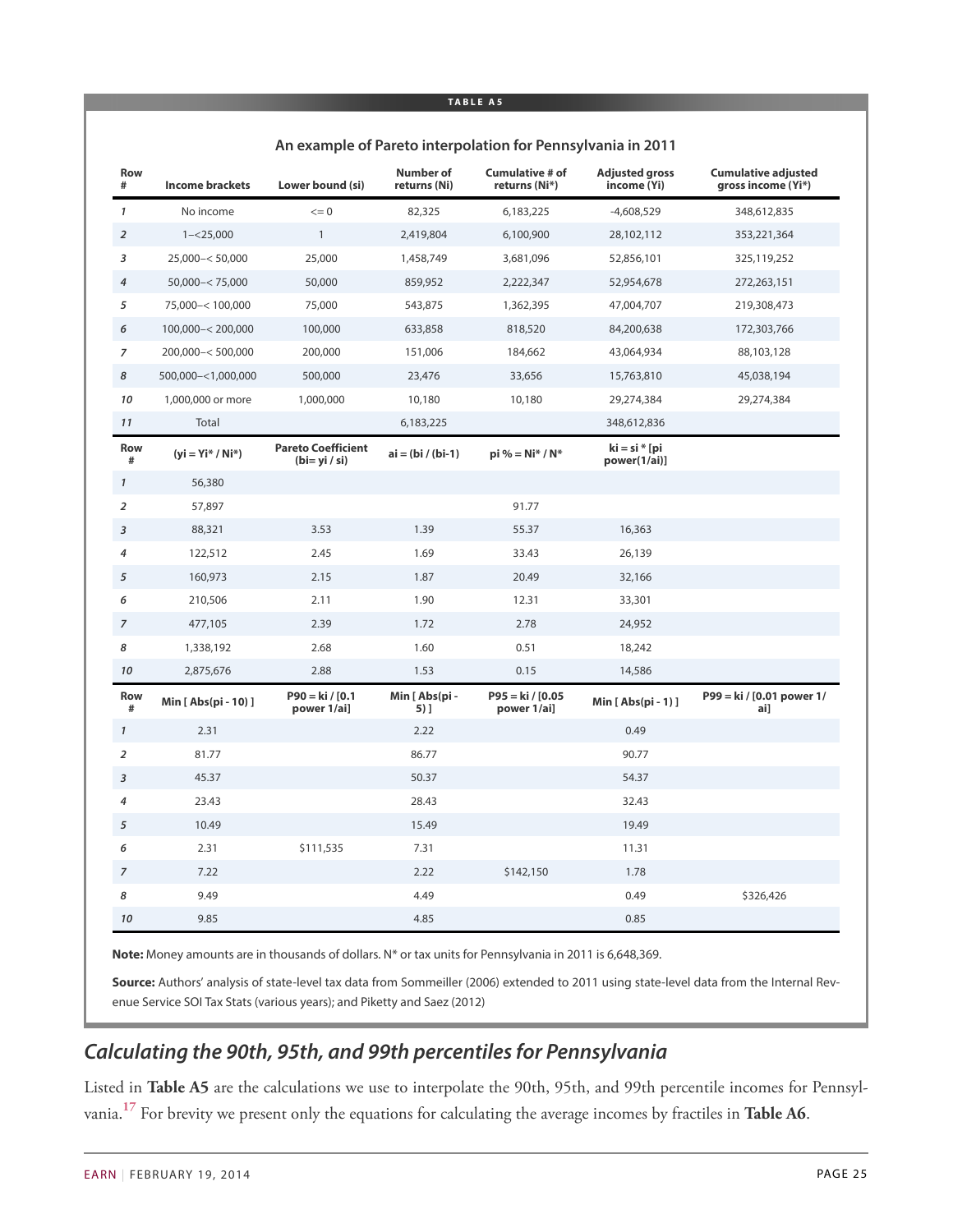**TABLE A5**

**An example of Pareto interpolation for Pennsylvania in 2011**

| Row # | Income brackets | Lower bound (si) | Number of returns (Ni) | Cumulative # of returns (Ni*) | Adjusted gross income (Yi) | Cumulative adjusted gross income (Yi*) |
|---|---|---|---|---|---|---|
| 1 | No income | <= 0 | 82,325 | 6,183,225 | -4,608,529 | 348,612,835 |
| 2 | 1–<25,000 | 1 | 2,419,804 | 6,100,900 | 28,102,112 | 353,221,364 |
| 3 | 25,000–< 50,000 | 25,000 | 1,458,749 | 3,681,096 | 52,856,101 | 325,119,252 |
| 4 | 50,000–< 75,000 | 50,000 | 859,952 | 2,222,347 | 52,954,678 | 272,263,151 |
| 5 | 75,000–< 100,000 | 75,000 | 543,875 | 1,362,395 | 47,004,707 | 219,308,473 |
| 6 | 100,000–< 200,000 | 100,000 | 633,858 | 818,520 | 84,200,638 | 172,303,766 |
| 7 | 200,000–< 500,000 | 200,000 | 151,006 | 184,662 | 43,064,934 | 88,103,128 |
| 8 | 500,000–<1,000,000 | 500,000 | 23,476 | 33,656 | 15,763,810 | 45,038,194 |
| 10 | 1,000,000 or more | 1,000,000 | 10,180 | 10,180 | 29,274,384 | 29,274,384 |
| 11 | Total | | 6,183,225 | | 348,612,836 | |
| **Row #** | **(yi = Yi* / Ni*)** | **Pareto Coefficient (bi= yi / si)** | **ai = (bi / (bi-1)** | **pi % = Ni* / N*** | **ki = si * [pi power(1/ai)]** | |
| 1 | 56,380 | | | | | |
| 2 | 57,897 | | | 91.77 | | |
| 3 | 88,321 | 3.53 | 1.39 | 55.37 | 16,363 | |
| 4 | 122,512 | 2.45 | 1.69 | 33.43 | 26,139 | |
| 5 | 160,973 | 2.15 | 1.87 | 20.49 | 32,166 | |
| 6 | 210,506 | 2.11 | 1.90 | 12.31 | 33,301 | |
| 7 | 477,105 | 2.39 | 1.72 | 2.78 | 24,952 | |
| 8 | 1,338,192 | 2.68 | 1.60 | 0.51 | 18,242 | |
| 10 | 2,875,676 | 2.88 | 1.53 | 0.15 | 14,586 | |
| **Row #** | **Min [ Abs(pi - 10) ]** | **P90 = ki / [0.1 power 1/ai]** | **Min [ Abs(pi - 5) ]** | **P95 = ki / [0.05 power 1/ai]** | **Min [ Abs(pi - 1) ]** | **P99 = ki / [0.01 power 1/ ai]** |
| 1 | 2.31 | | 2.22 | | 0.49 | |
| 2 | 81.77 | | 86.77 | | 90.77 | |
| 3 | 45.37 | | 50.37 | | 54.37 | |
| 4 | 23.43 | | 28.43 | | 32.43 | |
| 5 | 10.49 | | 15.49 | | 19.49 | |
| 6 | 2.31 | $111,535 | 7.31 | | 11.31 | |
| 7 | 7.22 | | 2.22 | $142,150 | 1.78 | |
| 8 | 9.49 | | 4.49 | | 0.49 | $326,426 |
| 10 | 9.85 | | 4.85 | | 0.85 | |

**Note:** Money amounts are in thousands of dollars. N* or tax units for Pennsylvania in 2011 is 6,648,369.

**Source:** Authors' analysis of state-level tax data from Sommeiller (2006) extended to 2011 using state-level data from the Internal Revenue Service SOI Tax Stats (various years); and Piketty and Saez (2012)

## *Calculating the 90th, 95th, and 99th percentiles for Pennsylvania*

Listed in **Table A5** are the calculations we use to interpolate the 90th, 95th, and 99th percentile incomes for Pennsylvania.[17] For brevity we present only the equations for calculating the average incomes by fractiles in **Table A6**.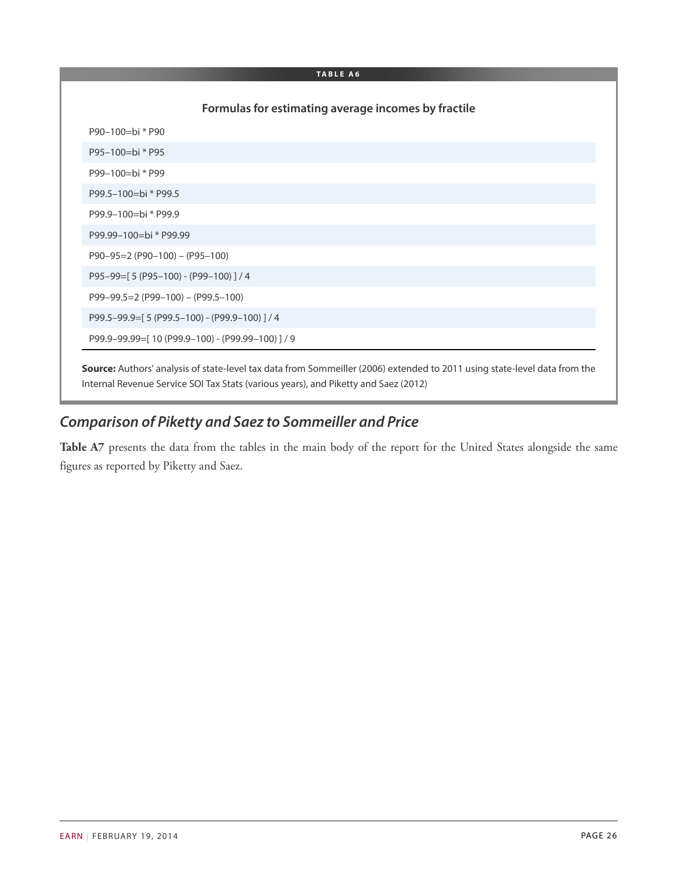**TABLE A6**

**Formulas for estimating average incomes by fractile**

| |
|---|
| P90–100=bi * P90 |
| P95–100=bi * P95 |
| P99–100=bi * P99 |
| P99.5–100=bi * P99.5 |
| P99.9–100=bi * P99.9 |
| P99.99–100=bi * P99.99 |
| P90–95=2 (P90–100) – (P95–100) |
| P95–99=[ 5 (P95–100) - (P99–100) ] / 4 |
| P99–99.5=2 (P99–100) – (P99.5–100) |
| P99.5–99.9=[ 5 (P99.5–100) - (P99.9–100) ] / 4 |
| P99.9–99.99=[ 10 (P99.9–100) - (P99.99–100) ] / 9 |

**Source:** Authors' analysis of state-level tax data from Sommeiller (2006) extended to 2011 using state-level data from the Internal Revenue Service SOI Tax Stats (various years), and Piketty and Saez (2012)

### *Comparison of Piketty and Saez to Sommeiller and Price*

**Table A7** presents the data from the tables in the main body of the report for the United States alongside the same figures as reported by Piketty and Saez.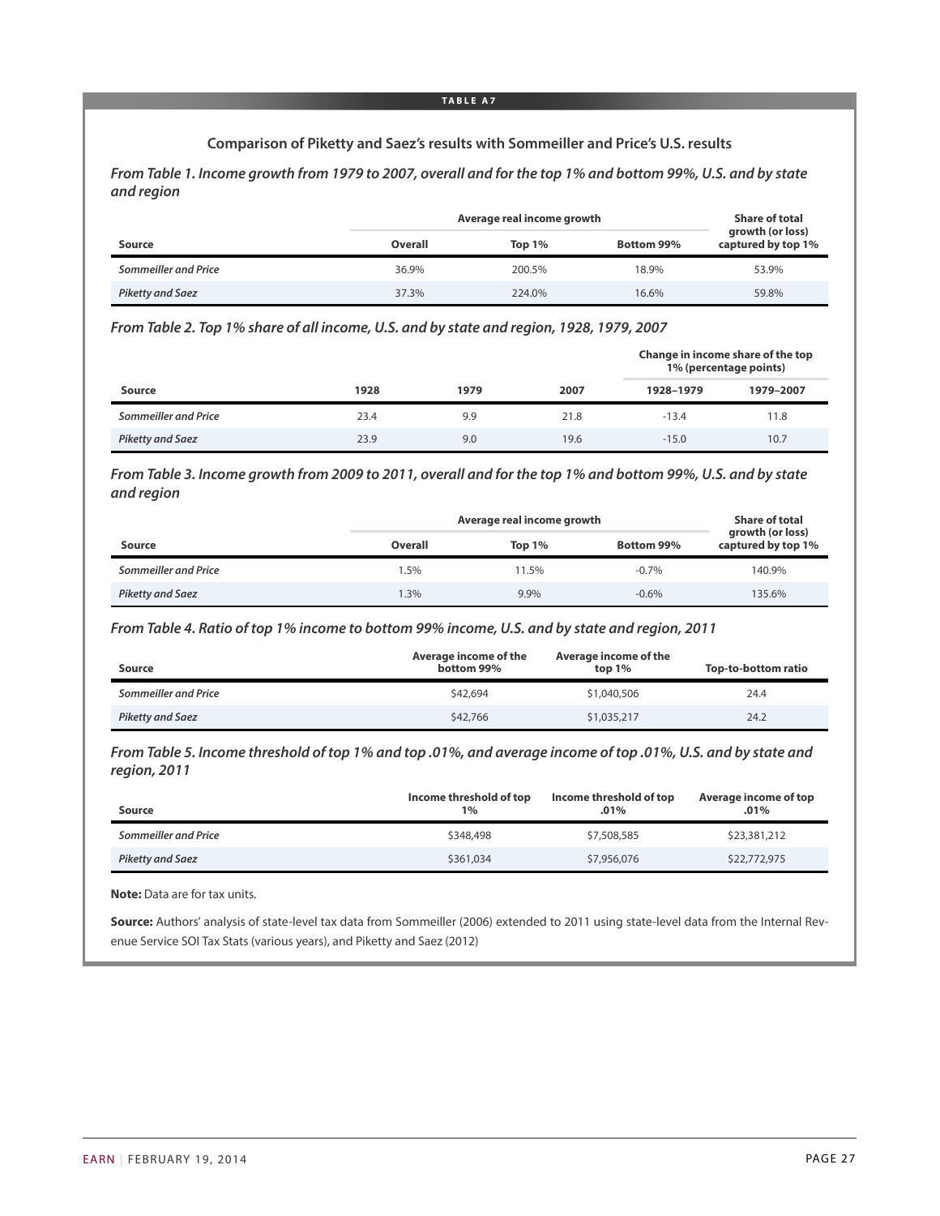**TABLE A7**

### Comparison of Piketty and Saez's results with Sommeiller and Price's U.S. results

***From Table 1. Income growth from 1979 to 2007, overall and for the top 1% and bottom 99%, U.S. and by state and region***

| Source | Average real income growth | | | Share of total growth (or loss) captured by top 1% |
|---|---|---|---|---|
| | Overall | Top 1% | Bottom 99% | |
| *Sommeiller and Price* | 36.9% | 200.5% | 18.9% | 53.9% |
| *Piketty and Saez* | 37.3% | 224.0% | 16.6% | 59.8% |

***From Table 2. Top 1% share of all income, U.S. and by state and region, 1928, 1979, 2007***

| Source | 1928 | 1979 | 2007 | Change in income share of the top 1% (percentage points) | |
|---|---|---|---|---|---|
| | | | | 1928–1979 | 1979–2007 |
| *Sommeiller and Price* | 23.4 | 9.9 | 21.8 | -13.4 | 11.8 |
| *Piketty and Saez* | 23.9 | 9.0 | 19.6 | -15.0 | 10.7 |

***From Table 3. Income growth from 2009 to 2011, overall and for the top 1% and bottom 99%, U.S. and by state and region***

| Source | Average real income growth | | | Share of total growth (or loss) captured by top 1% |
|---|---|---|---|---|
| | Overall | Top 1% | Bottom 99% | |
| *Sommeiller and Price* | 1.5% | 11.5% | -0.7% | 140.9% |
| *Piketty and Saez* | 1.3% | 9.9% | -0.6% | 135.6% |

***From Table 4. Ratio of top 1% income to bottom 99% income, U.S. and by state and region, 2011***

| Source | Average income of the bottom 99% | Average income of the top 1% | Top-to-bottom ratio |
|---|---|---|---|
| *Sommeiller and Price* | $42,694 | $1,040,506 | 24.4 |
| *Piketty and Saez* | $42,766 | $1,035,217 | 24.2 |

***From Table 5. Income threshold of top 1% and top .01%, and average income of top .01%, U.S. and by state and region, 2011***

| Source | Income threshold of top 1% | Income threshold of top .01% | Average income of top .01% |
|---|---|---|---|
| *Sommeiller and Price* | $348,498 | $7,508,585 | $23,381,212 |
| *Piketty and Saez* | $361,034 | $7,956,076 | $22,772,975 |

**Note:** Data are for tax units.

**Source:** Authors' analysis of state-level tax data from Sommeiller (2006) extended to 2011 using state-level data from the Internal Revenue Service SOI Tax Stats (various years), and Piketty and Saez (2012)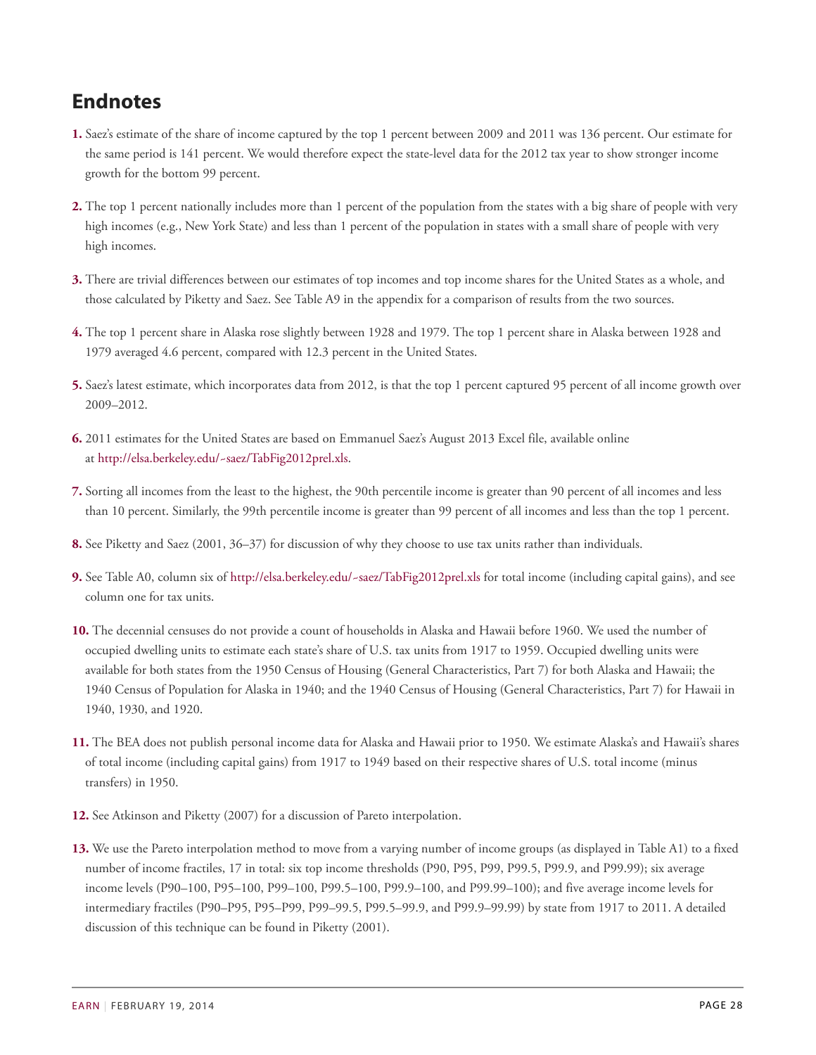## Endnotes

**1.** Saez's estimate of the share of income captured by the top 1 percent between 2009 and 2011 was 136 percent. Our estimate for the same period is 141 percent. We would therefore expect the state-level data for the 2012 tax year to show stronger income growth for the bottom 99 percent.

**2.** The top 1 percent nationally includes more than 1 percent of the population from the states with a big share of people with very high incomes (e.g., New York State) and less than 1 percent of the population in states with a small share of people with very high incomes.

**3.** There are trivial differences between our estimates of top incomes and top income shares for the United States as a whole, and those calculated by Piketty and Saez. See Table A9 in the appendix for a comparison of results from the two sources.

**4.** The top 1 percent share in Alaska rose slightly between 1928 and 1979. The top 1 percent share in Alaska between 1928 and 1979 averaged 4.6 percent, compared with 12.3 percent in the United States.

**5.** Saez's latest estimate, which incorporates data from 2012, is that the top 1 percent captured 95 percent of all income growth over 2009–2012.

**6.** 2011 estimates for the United States are based on Emmanuel Saez's August 2013 Excel file, available online at http://elsa.berkeley.edu/~saez/TabFig2012prel.xls.

**7.** Sorting all incomes from the least to the highest, the 90th percentile income is greater than 90 percent of all incomes and less than 10 percent. Similarly, the 99th percentile income is greater than 99 percent of all incomes and less than the top 1 percent.

**8.** See Piketty and Saez (2001, 36–37) for discussion of why they choose to use tax units rather than individuals.

**9.** See Table A0, column six of http://elsa.berkeley.edu/~saez/TabFig2012prel.xls for total income (including capital gains), and see column one for tax units.

**10.** The decennial censuses do not provide a count of households in Alaska and Hawaii before 1960. We used the number of occupied dwelling units to estimate each state's share of U.S. tax units from 1917 to 1959. Occupied dwelling units were available for both states from the 1950 Census of Housing (General Characteristics, Part 7) for both Alaska and Hawaii; the 1940 Census of Population for Alaska in 1940; and the 1940 Census of Housing (General Characteristics, Part 7) for Hawaii in 1940, 1930, and 1920.

**11.** The BEA does not publish personal income data for Alaska and Hawaii prior to 1950. We estimate Alaska's and Hawaii's shares of total income (including capital gains) from 1917 to 1949 based on their respective shares of U.S. total income (minus transfers) in 1950.

**12.** See Atkinson and Piketty (2007) for a discussion of Pareto interpolation.

**13.** We use the Pareto interpolation method to move from a varying number of income groups (as displayed in Table A1) to a fixed number of income fractiles, 17 in total: six top income thresholds (P90, P95, P99, P99.5, P99.9, and P99.99); six average income levels (P90–100, P95–100, P99–100, P99.5–100, P99.9–100, and P99.99–100); and five average income levels for intermediary fractiles (P90–P95, P95–P99, P99–99.5, P99.5–99.9, and P99.9–99.99) by state from 1917 to 2011. A detailed discussion of this technique can be found in Piketty (2001).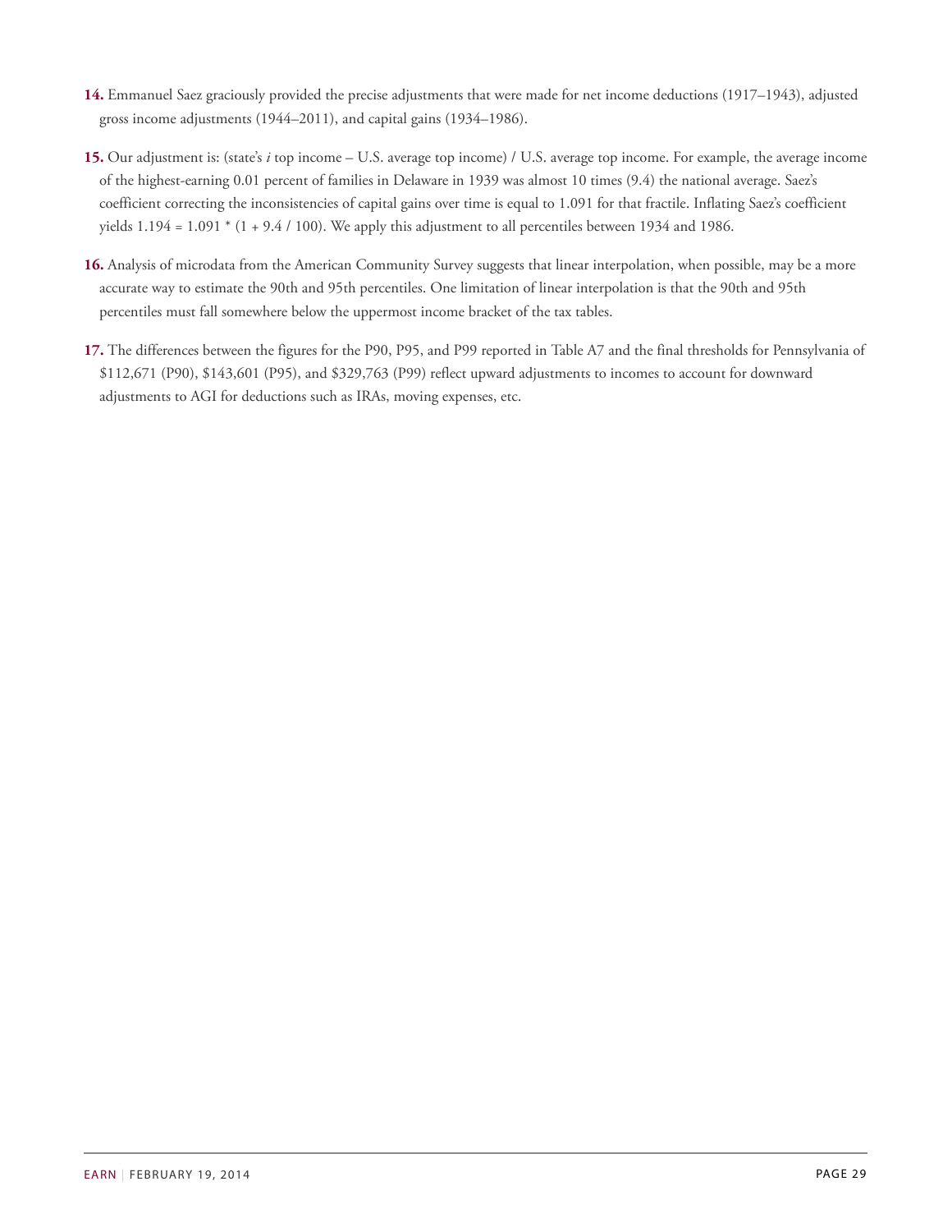**14.** Emmanuel Saez graciously provided the precise adjustments that were made for net income deductions (1917–1943), adjusted gross income adjustments (1944–2011), and capital gains (1934–1986).

**15.** Our adjustment is: (state's *i* top income – U.S. average top income) / U.S. average top income. For example, the average income of the highest-earning 0.01 percent of families in Delaware in 1939 was almost 10 times (9.4) the national average. Saez's coefficient correcting the inconsistencies of capital gains over time is equal to 1.091 for that fractile. Inflating Saez's coefficient yields 1.194 = 1.091 * (1 + 9.4 / 100). We apply this adjustment to all percentiles between 1934 and 1986.

**16.** Analysis of microdata from the American Community Survey suggests that linear interpolation, when possible, may be a more accurate way to estimate the 90th and 95th percentiles. One limitation of linear interpolation is that the 90th and 95th percentiles must fall somewhere below the uppermost income bracket of the tax tables.

**17.** The differences between the figures for the P90, P95, and P99 reported in Table A7 and the final thresholds for Pennsylvania of $112,671 (P90), $143,601 (P95), and $329,763 (P99) reflect upward adjustments to incomes to account for downward adjustments to AGI for deductions such as IRAs, moving expenses, etc.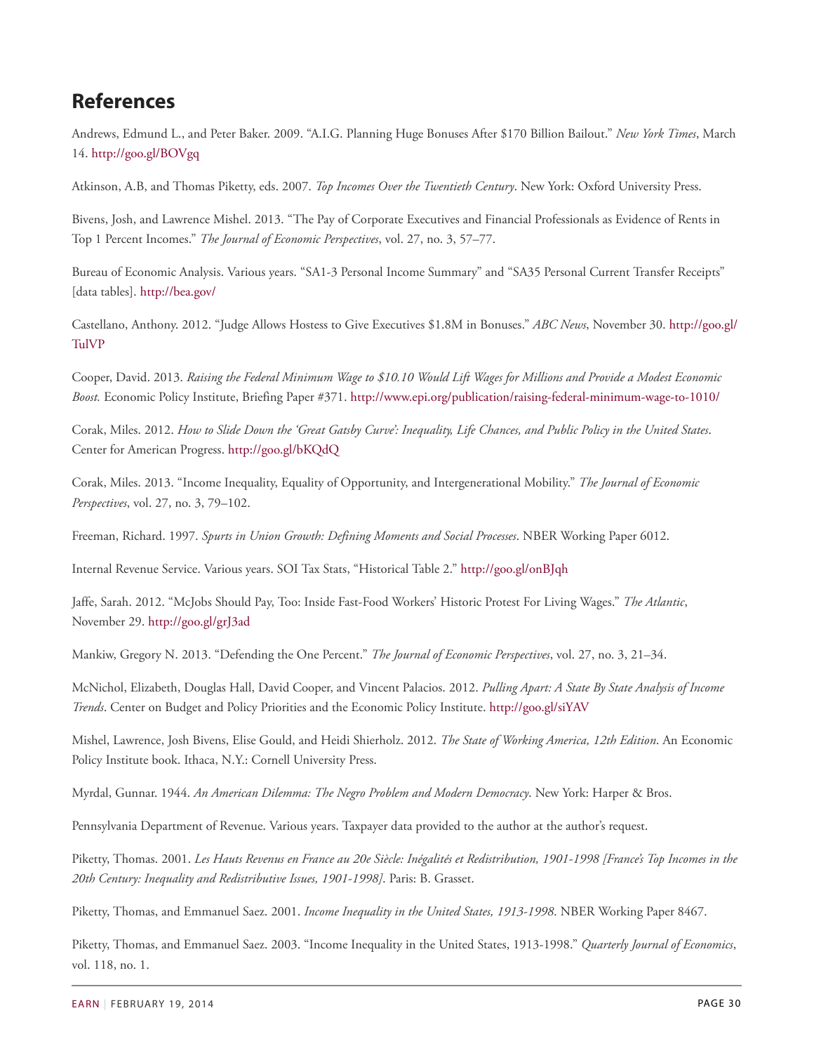## References

Andrews, Edmund L., and Peter Baker. 2009. "A.I.G. Planning Huge Bonuses After $170 Billion Bailout." *New York Times*, March 14. http://goo.gl/BOVgq

Atkinson, A.B, and Thomas Piketty, eds. 2007. *Top Incomes Over the Twentieth Century*. New York: Oxford University Press.

Bivens, Josh, and Lawrence Mishel. 2013. "The Pay of Corporate Executives and Financial Professionals as Evidence of Rents in Top 1 Percent Incomes." *The Journal of Economic Perspectives*, vol. 27, no. 3, 57–77.

Bureau of Economic Analysis. Various years. "SA1-3 Personal Income Summary" and "SA35 Personal Current Transfer Receipts" [data tables]. http://bea.gov/

Castellano, Anthony. 2012. "Judge Allows Hostess to Give Executives $1.8M in Bonuses." *ABC News*, November 30. http://goo.gl/TulVP

Cooper, David. 2013. *Raising the Federal Minimum Wage to $10.10 Would Lift Wages for Millions and Provide a Modest Economic Boost.* Economic Policy Institute, Briefing Paper #371. http://www.epi.org/publication/raising-federal-minimum-wage-to-1010/

Corak, Miles. 2012. *How to Slide Down the 'Great Gatsby Curve': Inequality, Life Chances, and Public Policy in the United States*. Center for American Progress. http://goo.gl/bKQdQ

Corak, Miles. 2013. "Income Inequality, Equality of Opportunity, and Intergenerational Mobility." *The Journal of Economic Perspectives*, vol. 27, no. 3, 79–102.

Freeman, Richard. 1997. *Spurts in Union Growth: Defining Moments and Social Processes*. NBER Working Paper 6012.

Internal Revenue Service. Various years. SOI Tax Stats, "Historical Table 2." http://goo.gl/onBJqh

Jaffe, Sarah. 2012. "McJobs Should Pay, Too: Inside Fast-Food Workers' Historic Protest For Living Wages." *The Atlantic*, November 29. http://goo.gl/grJ3ad

Mankiw, Gregory N. 2013. "Defending the One Percent." *The Journal of Economic Perspectives*, vol. 27, no. 3, 21–34.

McNichol, Elizabeth, Douglas Hall, David Cooper, and Vincent Palacios. 2012. *Pulling Apart: A State By State Analysis of Income Trends*. Center on Budget and Policy Priorities and the Economic Policy Institute. http://goo.gl/siYAV

Mishel, Lawrence, Josh Bivens, Elise Gould, and Heidi Shierholz. 2012. *The State of Working America, 12th Edition*. An Economic Policy Institute book. Ithaca, N.Y.: Cornell University Press.

Myrdal, Gunnar. 1944. *An American Dilemma: The Negro Problem and Modern Democracy*. New York: Harper & Bros.

Pennsylvania Department of Revenue. Various years. Taxpayer data provided to the author at the author's request.

Piketty, Thomas. 2001. *Les Hauts Revenus en France au 20e Siècle: Inégalités et Redistribution, 1901-1998 [France's Top Incomes in the 20th Century: Inequality and Redistributive Issues, 1901-1998]*. Paris: B. Grasset.

Piketty, Thomas, and Emmanuel Saez. 2001. *Income Inequality in the United States, 1913-1998*. NBER Working Paper 8467.

Piketty, Thomas, and Emmanuel Saez. 2003. "Income Inequality in the United States, 1913-1998." *Quarterly Journal of Economics*, vol. 118, no. 1.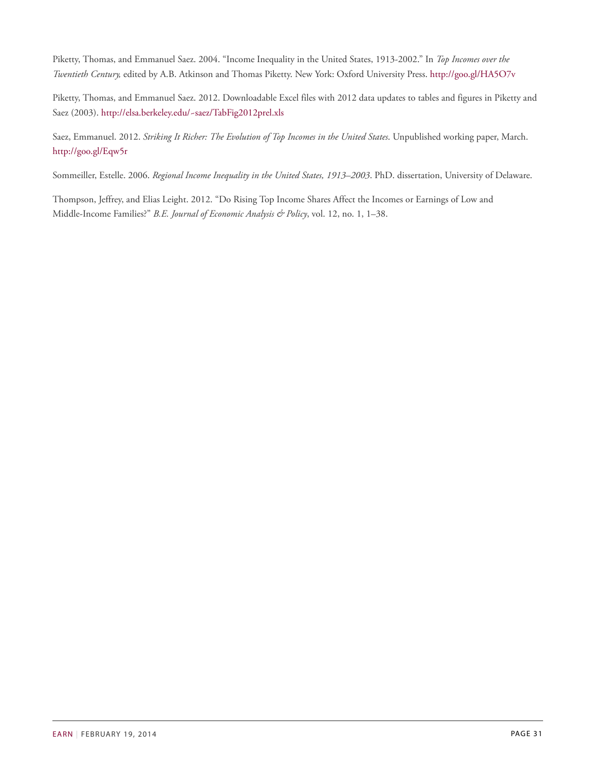Piketty, Thomas, and Emmanuel Saez. 2004. "Income Inequality in the United States, 1913-2002." In *Top Incomes over the Twentieth Century,* edited by A.B. Atkinson and Thomas Piketty. New York: Oxford University Press. http://goo.gl/HA5O7v

Piketty, Thomas, and Emmanuel Saez. 2012. Downloadable Excel files with 2012 data updates to tables and figures in Piketty and Saez (2003). http://elsa.berkeley.edu/~saez/TabFig2012prel.xls

Saez, Emmanuel. 2012. *Striking It Richer: The Evolution of Top Incomes in the United States*. Unpublished working paper, March. http://goo.gl/Eqw5r

Sommeiller, Estelle. 2006. *Regional Income Inequality in the United States, 1913–2003*. PhD. dissertation, University of Delaware.

Thompson, Jeffrey, and Elias Leight. 2012. "Do Rising Top Income Shares Affect the Incomes or Earnings of Low and Middle-Income Families?" *B.E. Journal of Economic Analysis & Policy*, vol. 12, no. 1, 1–38.